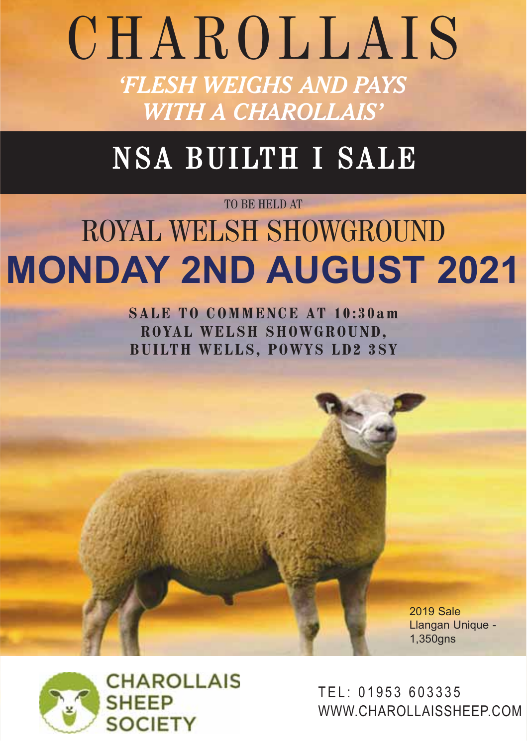# CHAROLLAIS

*'FLESH WEIGHS AND PAYS WITH A CHAROLLAIS'*

## NSA BUILTH I SALE

TO BE HELD AT

## ROYAL WELSH SHOWGROUND

# MONDAY 2ND AUGUST 2021

**SALE TO COMMENCE AT 10:30am**
**ROYAL WELSH SHOWGROUND,**
**BUILTH WELLS, POWYS LD2 3SY**

2019 Sale
Llangan Unique - 1,350gns

CHAROLLAIS SHEEP SOCIETY

TEL: 01953 603335
WWW.CHAROLLAISSHEEP.COM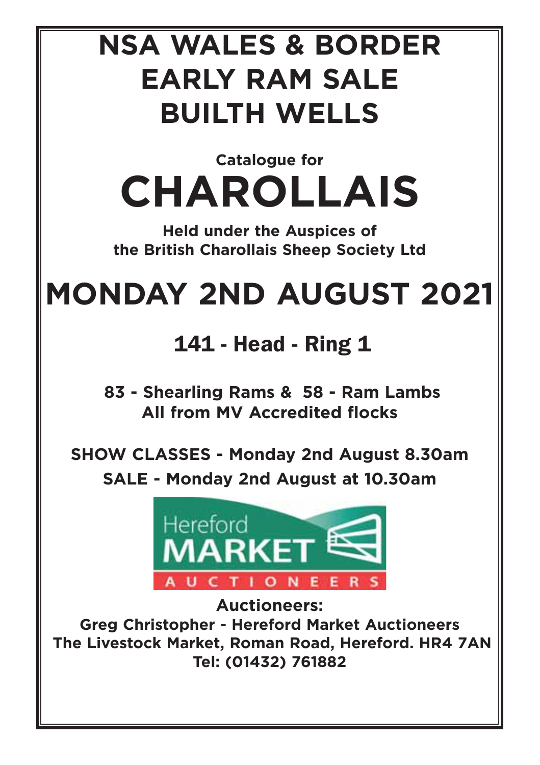# NSA WALES & BORDER EARLY RAM SALE BUILTH WELLS

**Catalogue for**

# CHAROLLAIS

**Held under the Auspices of the British Charollais Sheep Society Ltd**

# MONDAY 2ND AUGUST 2021

## 141 - Head - Ring 1

**83 - Shearling Rams & 58 - Ram Lambs**
**All from MV Accredited flocks**

**SHOW CLASSES - Monday 2nd August 8.30am**
**SALE - Monday 2nd August at 10.30am**

Hereford MARKET AUCTIONEERS

**Auctioneers:**
**Greg Christopher - Hereford Market Auctioneers**
**The Livestock Market, Roman Road, Hereford. HR4 7AN**
**Tel: (01432) 761882**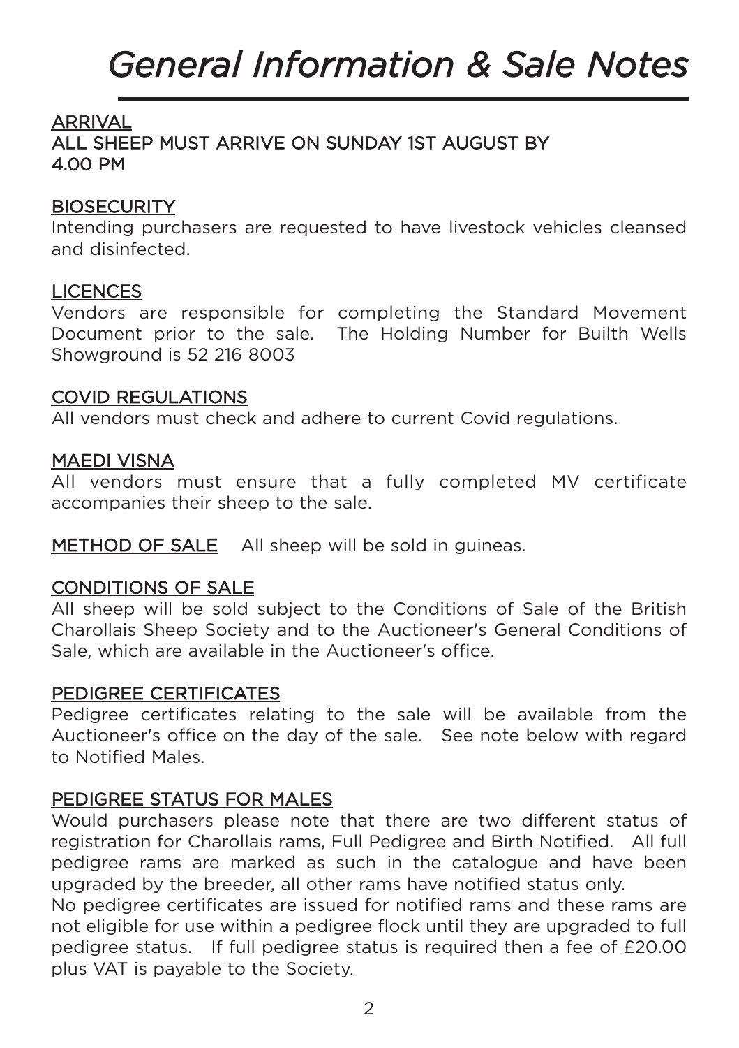# General Information & Sale Notes

## ARRIVAL

**ALL SHEEP MUST ARRIVE ON SUNDAY 1ST AUGUST BY 4.00 PM**

## BIOSECURITY

Intending purchasers are requested to have livestock vehicles cleansed and disinfected.

## LICENCES

Vendors are responsible for completing the Standard Movement Document prior to the sale. The Holding Number for Builth Wells Showground is 52 216 8003

## COVID REGULATIONS

All vendors must check and adhere to current Covid regulations.

## MAEDI VISNA

All vendors must ensure that a fully completed MV certificate accompanies their sheep to the sale.

**METHOD OF SALE** All sheep will be sold in guineas.

## CONDITIONS OF SALE

All sheep will be sold subject to the Conditions of Sale of the British Charollais Sheep Society and to the Auctioneer's General Conditions of Sale, which are available in the Auctioneer's office.

## PEDIGREE CERTIFICATES

Pedigree certificates relating to the sale will be available from the Auctioneer's office on the day of the sale. See note below with regard to Notified Males.

## PEDIGREE STATUS FOR MALES

Would purchasers please note that there are two different status of registration for Charollais rams, Full Pedigree and Birth Notified. All full pedigree rams are marked as such in the catalogue and have been upgraded by the breeder, all other rams have notified status only.

No pedigree certificates are issued for notified rams and these rams are not eligible for use within a pedigree flock until they are upgraded to full pedigree status. If full pedigree status is required then a fee of £20.00 plus VAT is payable to the Society.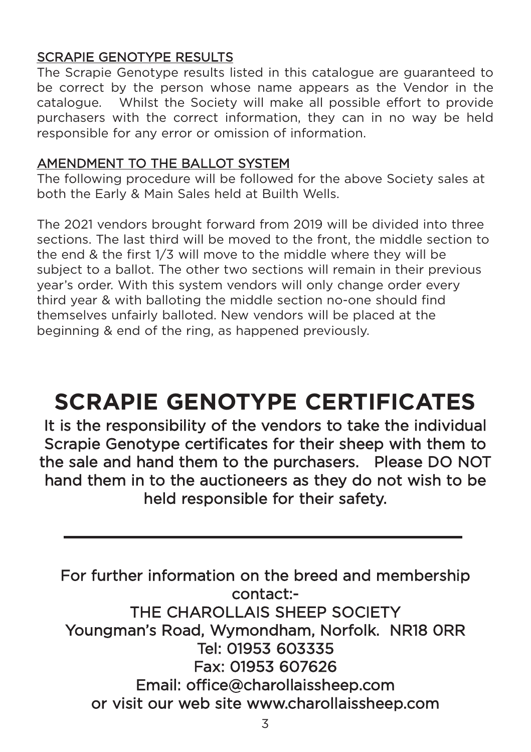## SCRAPIE GENOTYPE RESULTS

The Scrapie Genotype results listed in this catalogue are guaranteed to be correct by the person whose name appears as the Vendor in the catalogue. Whilst the Society will make all possible effort to provide purchasers with the correct information, they can in no way be held responsible for any error or omission of information.

## AMENDMENT TO THE BALLOT SYSTEM

The following procedure will be followed for the above Society sales at both the Early & Main Sales held at Builth Wells.

The 2021 vendors brought forward from 2019 will be divided into three sections. The last third will be moved to the front, the middle section to the end & the first 1/3 will move to the middle where they will be subject to a ballot. The other two sections will remain in their previous year's order. With this system vendors will only change order every third year & with balloting the middle section no-one should find themselves unfairly balloted. New vendors will be placed at the beginning & end of the ring, as happened previously.

# SCRAPIE GENOTYPE CERTIFICATES

It is the responsibility of the vendors to take the individual Scrapie Genotype certificates for their sheep with them to the sale and hand them to the purchasers. Please DO NOT hand them in to the auctioneers as they do not wish to be held responsible for their safety.

---

For further information on the breed and membership contact:-

THE CHAROLLAIS SHEEP SOCIETY
Youngman's Road, Wymondham, Norfolk. NR18 0RR
Tel: 01953 603335
Fax: 01953 607626
Email: office@charollaissheep.com
or visit our web site www.charollaissheep.com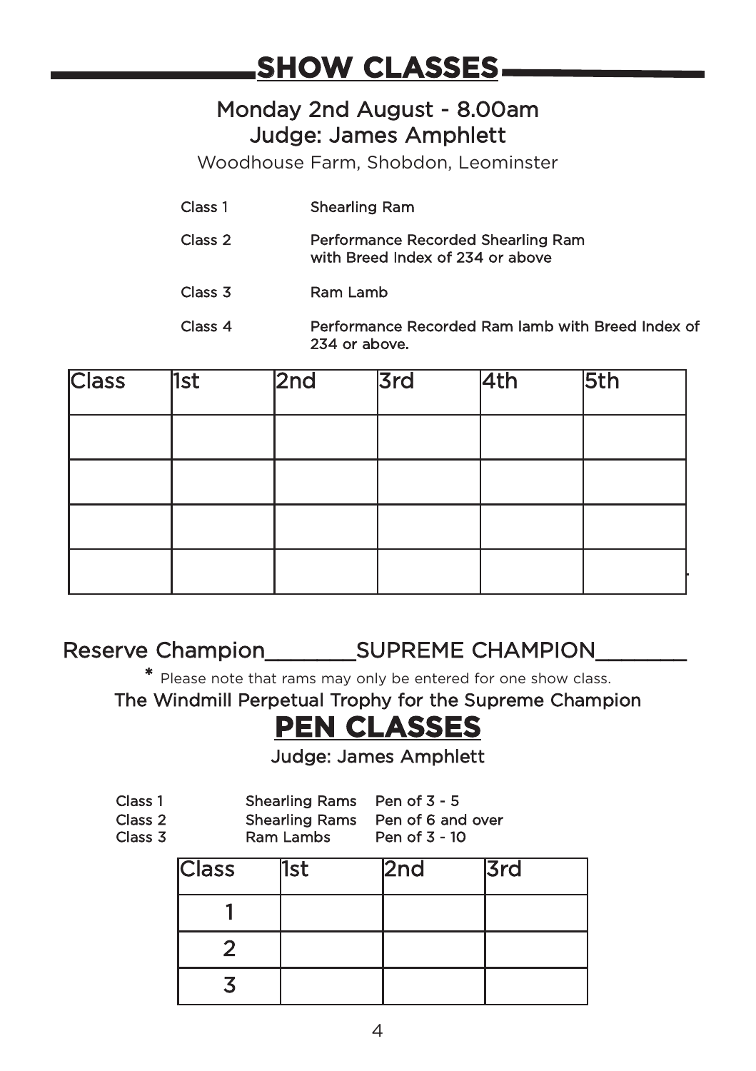# SHOW CLASSES

## Monday 2nd August - 8.00am
## Judge: James Amphlett

Woodhouse Farm, Shobdon, Leominster

| | |
|---|---|
| Class 1 | Shearling Ram |
| Class 2 | Performance Recorded Shearling Ram with Breed Index of 234 or above |
| Class 3 | Ram Lamb |
| Class 4 | Performance Recorded Ram lamb with Breed Index of 234 or above. |

| Class | 1st | 2nd | 3rd | 4th | 5th |
|---|---|---|---|---|---|
| | | | | | |
| | | | | | |
| | | | | | |
| | | | | | |

Reserve Champion________SUPREME CHAMPION________

* Please note that rams may only be entered for one show class.

The Windmill Perpetual Trophy for the Supreme Champion

# PEN CLASSES

Judge: James Amphlett

| | | |
|---|---|---|
| Class 1 | Shearling Rams | Pen of 3 - 5 |
| Class 2 | Shearling Rams | Pen of 6 and over |
| Class 3 | Ram Lambs | Pen of 3 - 10 |

| Class | 1st | 2nd | 3rd |
|---|---|---|---|
| 1 | | | |
| 2 | | | |
| 3 | | | |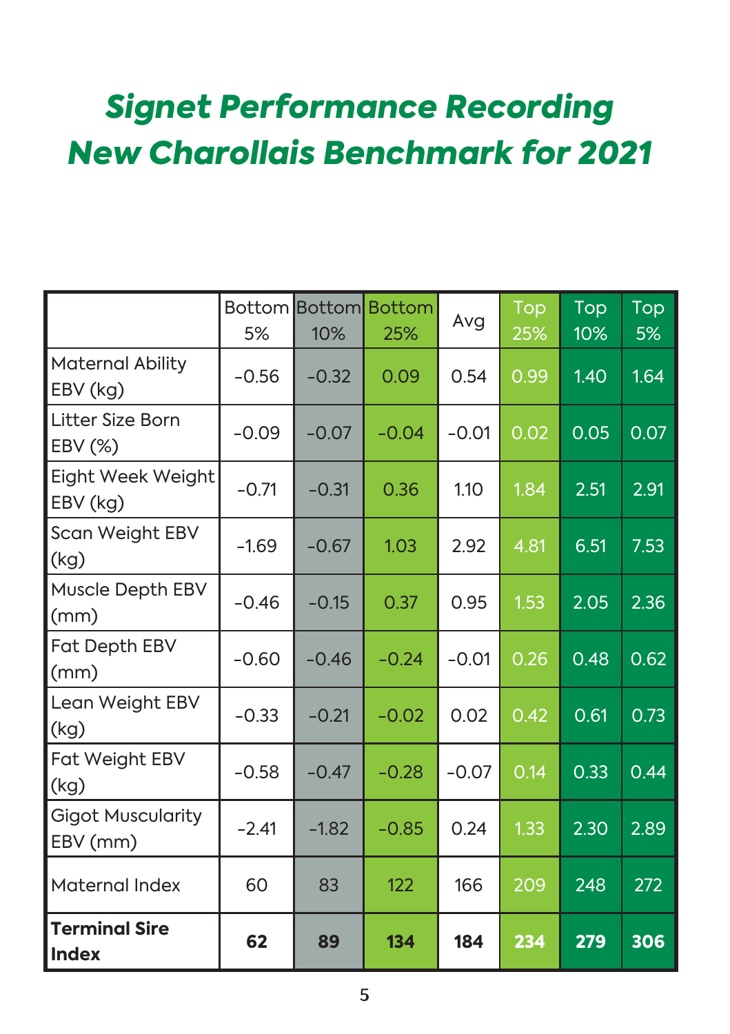# *Signet Performance Recording*
# *New Charollais Benchmark for 2021*

| | Bottom 5% | Bottom 10% | Bottom 25% | Avg | Top 25% | Top 10% | Top 5% |
|---|---|---|---|---|---|---|---|
| Maternal Ability EBV (kg) | -0.56 | -0.32 | 0.09 | 0.54 | 0.99 | 1.40 | 1.64 |
| Litter Size Born EBV (%) | -0.09 | -0.07 | -0.04 | -0.01 | 0.02 | 0.05 | 0.07 |
| Eight Week Weight EBV (kg) | -0.71 | -0.31 | 0.36 | 1.10 | 1.84 | 2.51 | 2.91 |
| Scan Weight EBV (kg) | -1.69 | -0.67 | 1.03 | 2.92 | 4.81 | 6.51 | 7.53 |
| Muscle Depth EBV (mm) | -0.46 | -0.15 | 0.37 | 0.95 | 1.53 | 2.05 | 2.36 |
| Fat Depth EBV (mm) | -0.60 | -0.46 | -0.24 | -0.01 | 0.26 | 0.48 | 0.62 |
| Lean Weight EBV (kg) | -0.33 | -0.21 | -0.02 | 0.02 | 0.42 | 0.61 | 0.73 |
| Fat Weight EBV (kg) | -0.58 | -0.47 | -0.28 | -0.07 | 0.14 | 0.33 | 0.44 |
| Gigot Muscularity EBV (mm) | -2.41 | -1.82 | -0.85 | 0.24 | 1.33 | 2.30 | 2.89 |
| Maternal Index | 60 | 83 | 122 | 166 | 209 | 248 | 272 |
| **Terminal Sire Index** | **62** | **89** | **134** | **184** | **234** | **279** | **306** |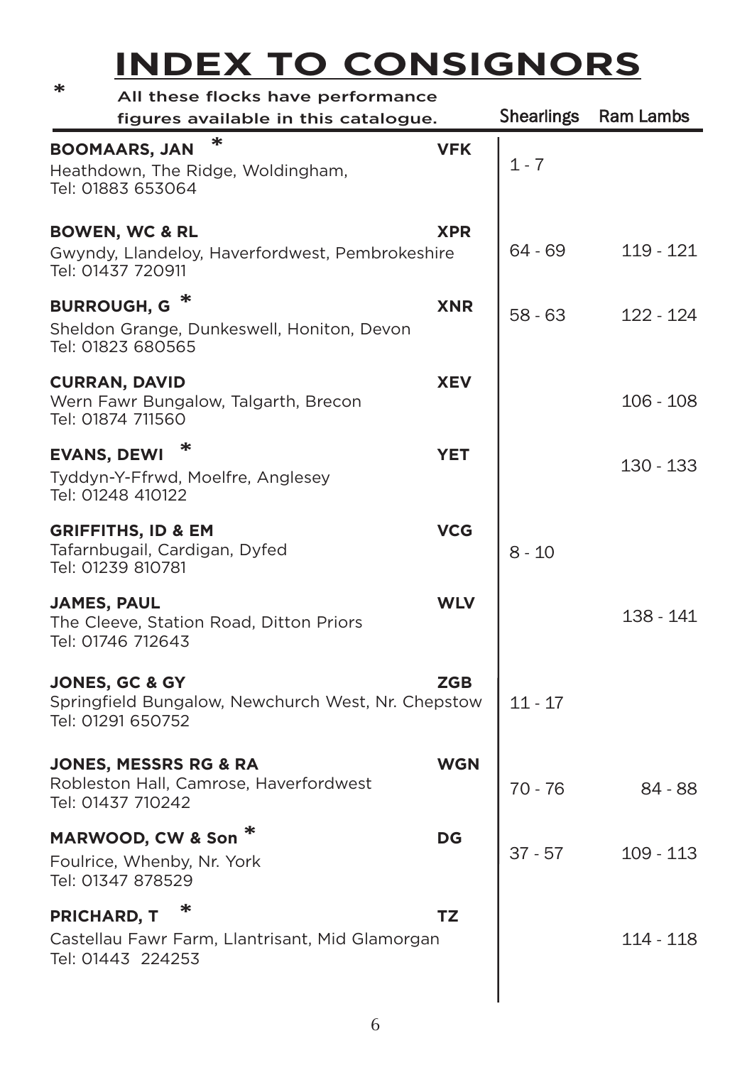# INDEX TO CONSIGNORS

\* All these flocks have performance figures available in this catalogue.

| Consignor | Flock | Shearlings | Ram Lambs |
|---|---|---|---|
| **BOOMAARS, JAN** \*<br>Heathdown, The Ridge, Woldingham,<br>Tel: 01883 653064 | **VFK** | 1 - 7 | |
| **BOWEN, WC & RL**<br>Gwyndy, Llandeloy, Haverfordwest, Pembrokeshire<br>Tel: 01437 720911 | **XPR** | 64 - 69 | 119 - 121 |
| **BURROUGH, G** \*<br>Sheldon Grange, Dunkeswell, Honiton, Devon<br>Tel: 01823 680565 | **XNR** | 58 - 63 | 122 - 124 |
| **CURRAN, DAVID**<br>Wern Fawr Bungalow, Talgarth, Brecon<br>Tel: 01874 711560 | **XEV** | | 106 - 108 |
| **EVANS, DEWI** \*<br>Tyddyn-Y-Ffrwd, Moelfre, Anglesey<br>Tel: 01248 410122 | **YET** | | 130 - 133 |
| **GRIFFITHS, ID & EM**<br>Tafarnbugail, Cardigan, Dyfed<br>Tel: 01239 810781 | **VCG** | 8 - 10 | |
| **JAMES, PAUL**<br>The Cleeve, Station Road, Ditton Priors<br>Tel: 01746 712643 | **WLV** | | 138 - 141 |
| **JONES, GC & GY**<br>Springfield Bungalow, Newchurch West, Nr. Chepstow<br>Tel: 01291 650752 | **ZGB** | 11 - 17 | |
| **JONES, MESSRS RG & RA**<br>Robleston Hall, Camrose, Haverfordwest<br>Tel: 01437 710242 | **WGN** | 70 - 76 | 84 - 88 |
| **MARWOOD, CW & Son** \*<br>Foulrice, Whenby, Nr. York<br>Tel: 01347 878529 | **DG** | 37 - 57 | 109 - 113 |
| **PRICHARD, T** \*<br>Castellau Fawr Farm, Llantrisant, Mid Glamorgan<br>Tel: 01443 224253 | **TZ** | | 114 - 118 |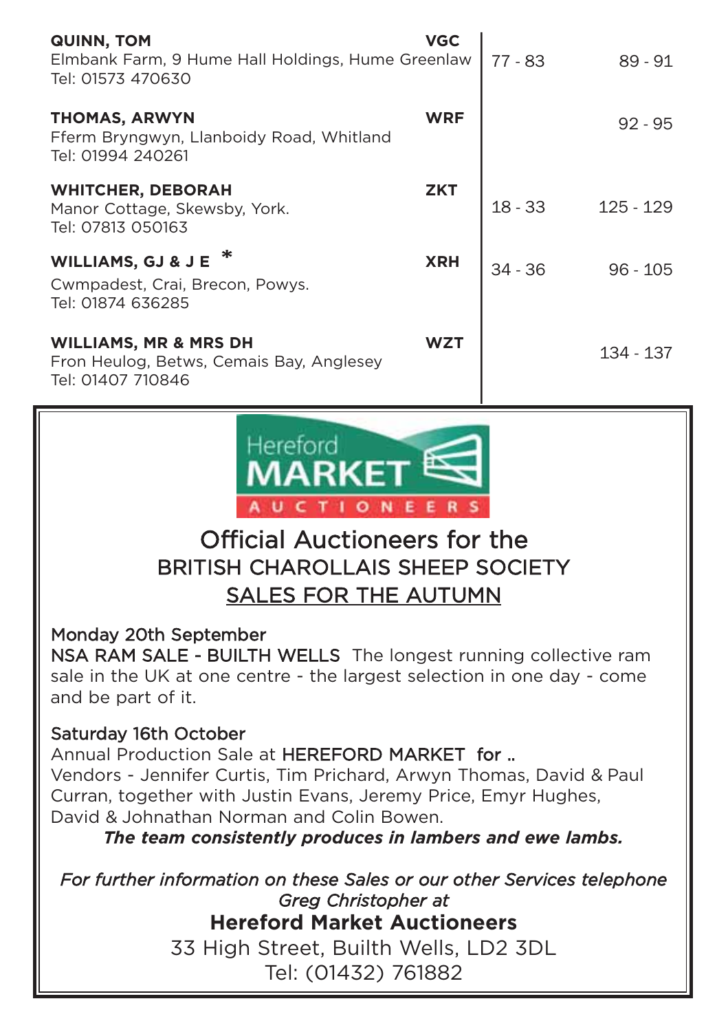| Breeder | Flock Prefix | | |
|---|---|---|---|
| **QUINN, TOM**<br>Elmbank Farm, 9 Hume Hall Holdings, Hume Greenlaw<br>Tel: 01573 470630 | **VGC** | 77 - 83 | 89 - 91 |
| **THOMAS, ARWYN**<br>Fferm Bryngwyn, Llanboidy Road, Whitland<br>Tel: 01994 240261 | **WRF** | | 92 - 95 |
| **WHITCHER, DEBORAH**<br>Manor Cottage, Skewsby, York.<br>Tel: 07813 050163 | **ZKT** | 18 - 33 | 125 - 129 |
| **WILLIAMS, GJ & J E** *<br>Cwmpadest, Crai, Brecon, Powys.<br>Tel: 01874 636285 | **XRH** | 34 - 36 | 96 - 105 |
| **WILLIAMS, MR & MRS DH**<br>Fron Heulog, Betws, Cemais Bay, Anglesey<br>Tel: 01407 710846 | **WZT** | | 134 - 137 |

Hereford MARKET AUCTIONEERS

## Official Auctioneers for the BRITISH CHAROLLAIS SHEEP SOCIETY SALES FOR THE AUTUMN

Monday 20th September
NSA RAM SALE - BUILTH WELLS The longest running collective ram sale in the UK at one centre - the largest selection in one day - come and be part of it.

Saturday 16th October
Annual Production Sale at HEREFORD MARKET for ..
Vendors - Jennifer Curtis, Tim Prichard, Arwyn Thomas, David & Paul Curran, together with Justin Evans, Jeremy Price, Emyr Hughes, David & Johnathan Norman and Colin Bowen.

***The team consistently produces in lambers and ewe lambs.***

*For further information on these Sales or our other Services telephone Greg Christopher at*

**Hereford Market Auctioneers**
33 High Street, Builth Wells, LD2 3DL
Tel: (01432) 761882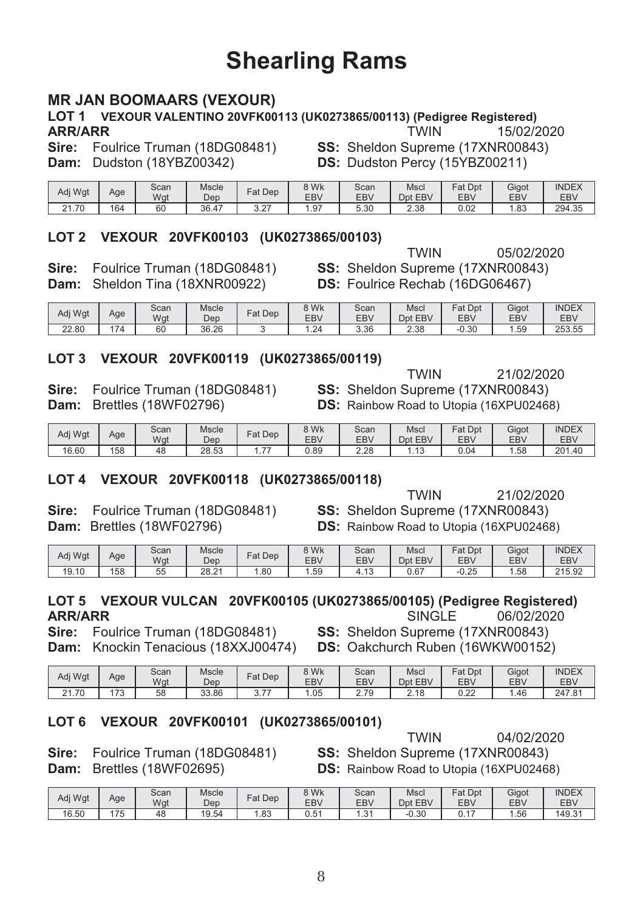# Shearling Rams

## MR JAN BOOMAARS (VEXOUR)

### LOT 1 VEXOUR VALENTINO 20VFK00113 (UK0273865/00113) (Pedigree Registered)

**ARR/ARR** TWIN 15/02/2020

**Sire:** Foulrice Truman (18DG08481) **SS:** Sheldon Supreme (17XNR00843)

**Dam:** Dudston (18YBZ00342) **DS:** Dudston Percy (15YBZ00211)

| Adj Wgt | Age | Scan Wgt | Mscle Dep | Fat Dep | 8 Wk EBV | Scan EBV | Mscl Dpt EBV | Fat Dpt EBV | Gigot EBV | INDEX EBV |
|---|---|---|---|---|---|---|---|---|---|---|
| 21.70 | 164 | 60 | 36.47 | 3.27 | 1.97 | 5.30 | 2.38 | 0.02 | 1.83 | 294.35 |

### LOT 2 VEXOUR 20VFK00103 (UK0273865/00103)

TWIN 05/02/2020

**Sire:** Foulrice Truman (18DG08481) **SS:** Sheldon Supreme (17XNR00843)

**Dam:** Sheldon Tina (18XNR00922) **DS:** Foulrice Rechab (16DG06467)

| Adj Wgt | Age | Scan Wgt | Mscle Dep | Fat Dep | 8 Wk EBV | Scan EBV | Mscl Dpt EBV | Fat Dpt EBV | Gigot EBV | INDEX EBV |
|---|---|---|---|---|---|---|---|---|---|---|
| 22.80 | 174 | 60 | 36.26 | 3 | 1.24 | 3.36 | 2.38 | -0.30 | 1.59 | 253.55 |

### LOT 3 VEXOUR 20VFK00119 (UK0273865/00119)

TWIN 21/02/2020

**Sire:** Foulrice Truman (18DG08481) **SS:** Sheldon Supreme (17XNR00843)

**Dam:** Brettles (18WF02796) **DS:** Rainbow Road to Utopia (16XPU02468)

| Adj Wgt | Age | Scan Wgt | Mscle Dep | Fat Dep | 8 Wk EBV | Scan EBV | Mscl Dpt EBV | Fat Dpt EBV | Gigot EBV | INDEX EBV |
|---|---|---|---|---|---|---|---|---|---|---|
| 16.60 | 158 | 48 | 28.53 | 1.77 | 0.89 | 2.28 | 1.13 | 0.04 | 1.58 | 201.40 |

### LOT 4 VEXOUR 20VFK00118 (UK0273865/00118)

TWIN 21/02/2020

**Sire:** Foulrice Truman (18DG08481) **SS:** Sheldon Supreme (17XNR00843)

**Dam:** Brettles (18WF02796) **DS:** Rainbow Road to Utopia (16XPU02468)

| Adj Wgt | Age | Scan Wgt | Mscle Dep | Fat Dep | 8 Wk EBV | Scan EBV | Mscl Dpt EBV | Fat Dpt EBV | Gigot EBV | INDEX EBV |
|---|---|---|---|---|---|---|---|---|---|---|
| 19.10 | 158 | 55 | 28.21 | 1.80 | 1.59 | 4.13 | 0.67 | -0.25 | 1.58 | 215.92 |

### LOT 5 VEXOUR VULCAN 20VFK00105 (UK0273865/00105) (Pedigree Registered)

**ARR/ARR** SINGLE 06/02/2020

**Sire:** Foulrice Truman (18DG08481) **SS:** Sheldon Supreme (17XNR00843)

**Dam:** Knockin Tenacious (18XXJ00474) **DS:** Oakchurch Ruben (16WKW00152)

| Adj Wgt | Age | Scan Wgt | Mscle Dep | Fat Dep | 8 Wk EBV | Scan EBV | Mscl Dpt EBV | Fat Dpt EBV | Gigot EBV | INDEX EBV |
|---|---|---|---|---|---|---|---|---|---|---|
| 21.70 | 173 | 58 | 33.86 | 3.77 | 1.05 | 2.79 | 2.18 | 0.22 | 1.46 | 247.81 |

### LOT 6 VEXOUR 20VFK00101 (UK0273865/00101)

TWIN 04/02/2020

**Sire:** Foulrice Truman (18DG08481) **SS:** Sheldon Supreme (17XNR00843)

**Dam:** Brettles (18WF02695) **DS:** Rainbow Road to Utopia (16XPU02468)

| Adj Wgt | Age | Scan Wgt | Mscle Dep | Fat Dep | 8 Wk EBV | Scan EBV | Mscl Dpt EBV | Fat Dpt EBV | Gigot EBV | INDEX EBV |
|---|---|---|---|---|---|---|---|---|---|---|
| 16.50 | 175 | 48 | 19.54 | 1.83 | 0.51 | 1.31 | -0.30 | 0.17 | 1.56 | 149.31 |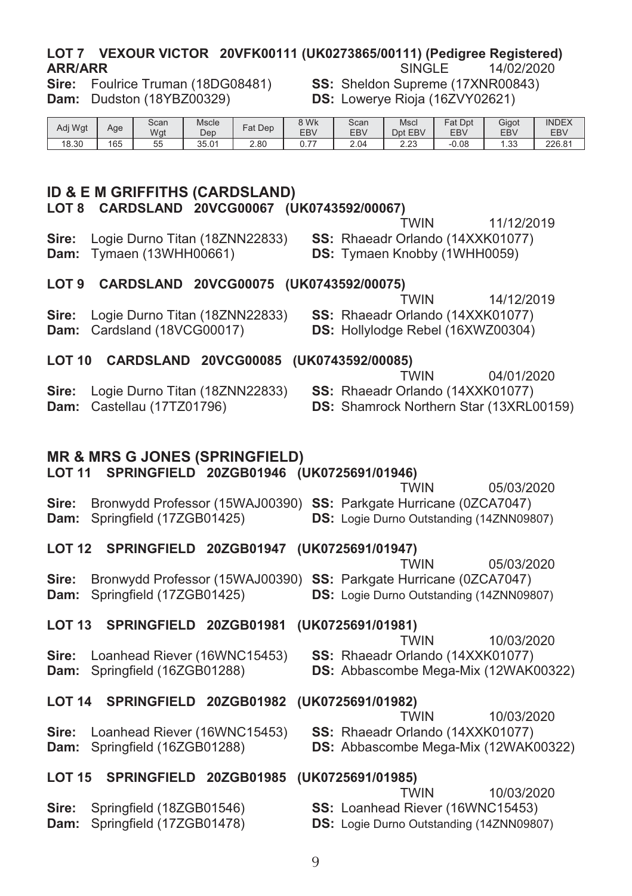### LOT 7 VEXOUR VICTOR 20VFK00111 (UK0273865/00111) (Pedigree Registered)

**ARR/ARR** SINGLE 14/02/2020

**Sire:** Foulrice Truman (18DG08481) **SS:** Sheldon Supreme (17XNR00843)
**Dam:** Dudston (18YBZ00329) **DS:** Lowerye Rioja (16ZVY02621)

| Adj Wgt | Age | Scan Wgt | Mscle Dep | Fat Dep | 8 Wk EBV | Scan EBV | Mscl Dpt EBV | Fat Dpt EBV | Gigot EBV | INDEX EBV |
|---|---|---|---|---|---|---|---|---|---|---|
| 18.30 | 165 | 55 | 35.01 | 2.80 | 0.77 | 2.04 | 2.23 | -0.08 | 1.33 | 226.81 |

## ID & E M GRIFFITHS (CARDSLAND)

### LOT 8 CARDSLAND 20VCG00067 (UK0743592/00067)

TWIN 11/12/2019

**Sire:** Logie Durno Titan (18ZNN22833) **SS:** Rhaeadr Orlando (14XXK01077)
**Dam:** Tymaen (13WHH00661) **DS:** Tymaen Knobby (1WHH0059)

### LOT 9 CARDSLAND 20VCG00075 (UK0743592/00075)

TWIN 14/12/2019

**Sire:** Logie Durno Titan (18ZNN22833) **SS:** Rhaeadr Orlando (14XXK01077)
**Dam:** Cardsland (18VCG00017) **DS:** Hollylodge Rebel (16XWZ00304)

### LOT 10 CARDSLAND 20VCG00085 (UK0743592/00085)

TWIN 04/01/2020

**Sire:** Logie Durno Titan (18ZNN22833) **SS:** Rhaeadr Orlando (14XXK01077)
**Dam:** Castellau (17TZ01796) **DS:** Shamrock Northern Star (13XRL00159)

## MR & MRS G JONES (SPRINGFIELD)

### LOT 11 SPRINGFIELD 20ZGB01946 (UK0725691/01946)

TWIN 05/03/2020

**Sire:** Bronwydd Professor (15WAJ00390) **SS:** Parkgate Hurricane (0ZCA7047)
**Dam:** Springfield (17ZGB01425) **DS:** Logie Durno Outstanding (14ZNN09807)

### LOT 12 SPRINGFIELD 20ZGB01947 (UK0725691/01947)

TWIN 05/03/2020

**Sire:** Bronwydd Professor (15WAJ00390) **SS:** Parkgate Hurricane (0ZCA7047)
**Dam:** Springfield (17ZGB01425) **DS:** Logie Durno Outstanding (14ZNN09807)

### LOT 13 SPRINGFIELD 20ZGB01981 (UK0725691/01981)

TWIN 10/03/2020

**Sire:** Loanhead Riever (16WNC15453) **SS:** Rhaeadr Orlando (14XXK01077)
**Dam:** Springfield (16ZGB01288) **DS:** Abbascombe Mega-Mix (12WAK00322)

### LOT 14 SPRINGFIELD 20ZGB01982 (UK0725691/01982)

TWIN 10/03/2020

**Sire:** Loanhead Riever (16WNC15453) **SS:** Rhaeadr Orlando (14XXK01077)
**Dam:** Springfield (16ZGB01288) **DS:** Abbascombe Mega-Mix (12WAK00322)

### LOT 15 SPRINGFIELD 20ZGB01985 (UK0725691/01985)

TWIN 10/03/2020

**Sire:** Springfield (18ZGB01546) **SS:** Loanhead Riever (16WNC15453)
**Dam:** Springfield (17ZGB01478) **DS:** Logie Durno Outstanding (14ZNN09807)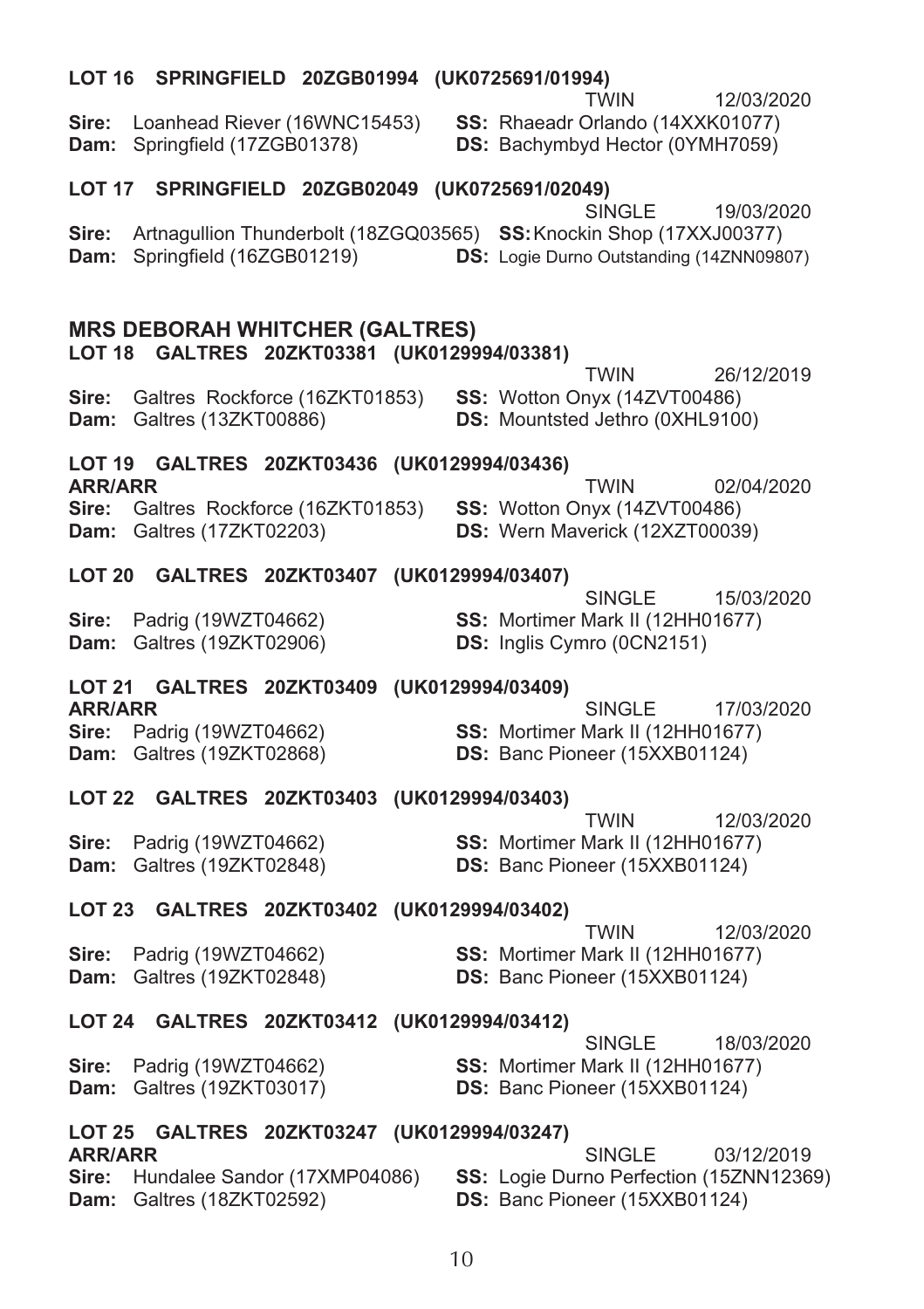**LOT 16 SPRINGFIELD 20ZGB01994 (UK0725691/01994)**

TWIN 12/03/2020

**Sire:** Loanhead Riever (16WNC15453) **SS:** Rhaeadr Orlando (14XXK01077)
**Dam:** Springfield (17ZGB01378) **DS:** Bachymbyd Hector (0YMH7059)

**LOT 17 SPRINGFIELD 20ZGB02049 (UK0725691/02049)**

SINGLE 19/03/2020

**Sire:** Artnagullion Thunderbolt (18ZGQ03565) **SS:** Knockin Shop (17XXJ00377)
**Dam:** Springfield (16ZGB01219) **DS:** Logie Durno Outstanding (14ZNN09807)

## MRS DEBORAH WHITCHER (GALTRES)

**LOT 18 GALTRES 20ZKT03381 (UK0129994/03381)**

TWIN 26/12/2019

**Sire:** Galtres Rockforce (16ZKT01853) **SS:** Wotton Onyx (14ZVT00486)
**Dam:** Galtres (13ZKT00886) **DS:** Mountsted Jethro (0XHL9100)

**LOT 19 GALTRES 20ZKT03436 (UK0129994/03436)**
**ARR/ARR**

TWIN 02/04/2020

**Sire:** Galtres Rockforce (16ZKT01853) **SS:** Wotton Onyx (14ZVT00486)
**Dam:** Galtres (17ZKT02203) **DS:** Wern Maverick (12XZT00039)

**LOT 20 GALTRES 20ZKT03407 (UK0129994/03407)**

SINGLE 15/03/2020

**Sire:** Padrig (19WZT04662) **SS:** Mortimer Mark II (12HH01677)
**Dam:** Galtres (19ZKT02906) **DS:** Inglis Cymro (0CN2151)

**LOT 21 GALTRES 20ZKT03409 (UK0129994/03409)**
**ARR/ARR**

SINGLE 17/03/2020

**Sire:** Padrig (19WZT04662) **SS:** Mortimer Mark II (12HH01677)
**Dam:** Galtres (19ZKT02868) **DS:** Banc Pioneer (15XXB01124)

**LOT 22 GALTRES 20ZKT03403 (UK0129994/03403)**

TWIN 12/03/2020

**Sire:** Padrig (19WZT04662) **SS:** Mortimer Mark II (12HH01677)
**Dam:** Galtres (19ZKT02848) **DS:** Banc Pioneer (15XXB01124)

**LOT 23 GALTRES 20ZKT03402 (UK0129994/03402)**

TWIN 12/03/2020

**Sire:** Padrig (19WZT04662) **SS:** Mortimer Mark II (12HH01677)
**Dam:** Galtres (19ZKT02848) **DS:** Banc Pioneer (15XXB01124)

**LOT 24 GALTRES 20ZKT03412 (UK0129994/03412)**

SINGLE 18/03/2020

**Sire:** Padrig (19WZT04662) **SS:** Mortimer Mark II (12HH01677)
**Dam:** Galtres (19ZKT03017) **DS:** Banc Pioneer (15XXB01124)

**LOT 25 GALTRES 20ZKT03247 (UK0129994/03247)**
**ARR/ARR**

SINGLE 03/12/2019

**Sire:** Hundalee Sandor (17XMP04086) **SS:** Logie Durno Perfection (15ZNN12369)
**Dam:** Galtres (18ZKT02592) **DS:** Banc Pioneer (15XXB01124)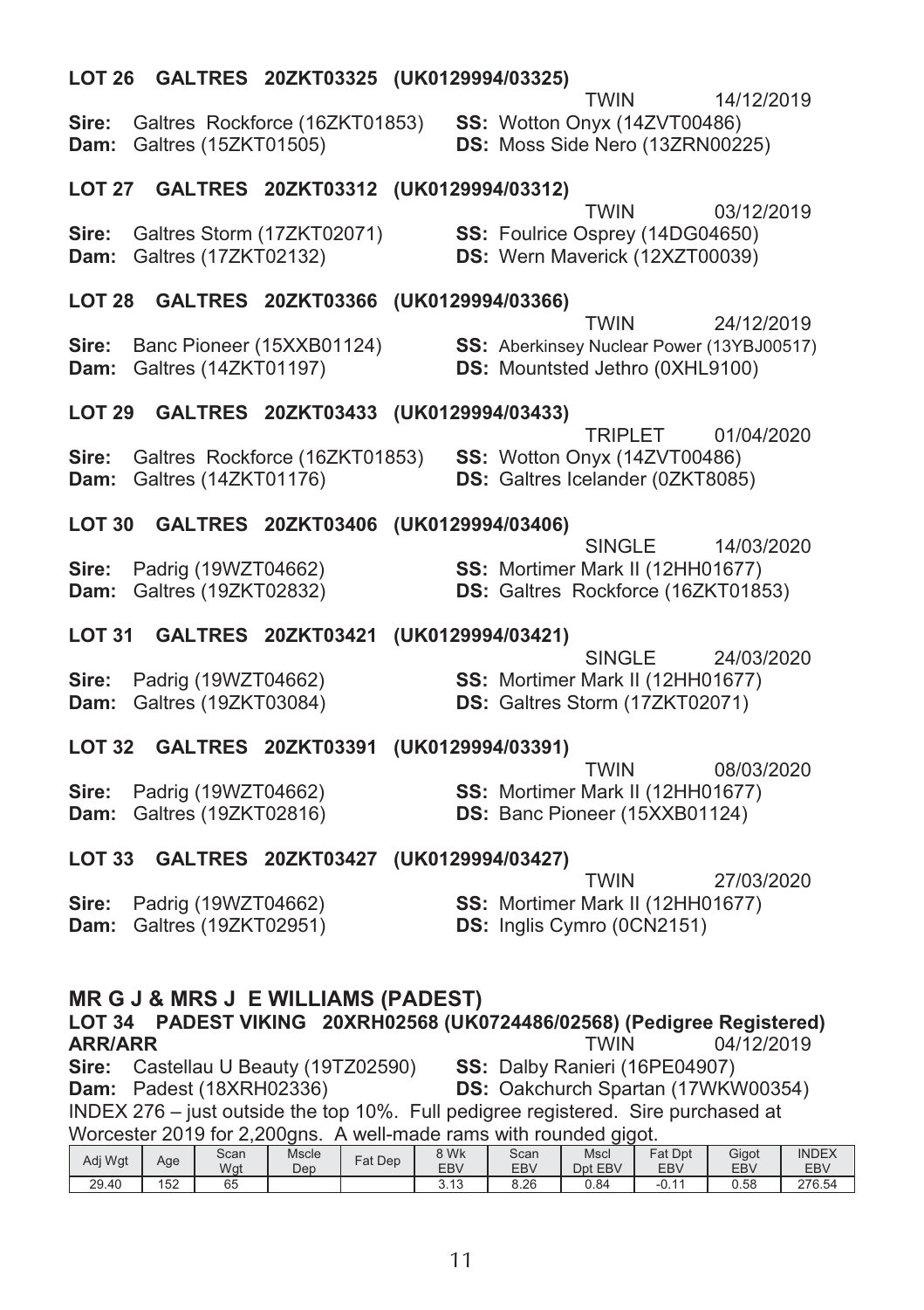**LOT 26 GALTRES 20ZKT03325 (UK0129994/03325)**

TWIN 14/12/2019

**Sire:** Galtres Rockforce (16ZKT01853) **SS:** Wotton Onyx (14ZVT00486)
**Dam:** Galtres (15ZKT01505) **DS:** Moss Side Nero (13ZRN00225)

**LOT 27 GALTRES 20ZKT03312 (UK0129994/03312)**

TWIN 03/12/2019

**Sire:** Galtres Storm (17ZKT02071) **SS:** Foulrice Osprey (14DG04650)
**Dam:** Galtres (17ZKT02132) **DS:** Wern Maverick (12XZT00039)

**LOT 28 GALTRES 20ZKT03366 (UK0129994/03366)**

TWIN 24/12/2019

**Sire:** Banc Pioneer (15XXB01124) **SS:** Aberkinsey Nuclear Power (13YBJ00517)
**Dam:** Galtres (14ZKT01197) **DS:** Mountsted Jethro (0XHL9100)

**LOT 29 GALTRES 20ZKT03433 (UK0129994/03433)**

TRIPLET 01/04/2020

**Sire:** Galtres Rockforce (16ZKT01853) **SS:** Wotton Onyx (14ZVT00486)
**Dam:** Galtres (14ZKT01176) **DS:** Galtres Icelander (0ZKT8085)

**LOT 30 GALTRES 20ZKT03406 (UK0129994/03406)**

SINGLE 14/03/2020

**Sire:** Padrig (19WZT04662) **SS:** Mortimer Mark II (12HH01677)
**Dam:** Galtres (19ZKT02832) **DS:** Galtres Rockforce (16ZKT01853)

**LOT 31 GALTRES 20ZKT03421 (UK0129994/03421)**

SINGLE 24/03/2020

**Sire:** Padrig (19WZT04662) **SS:** Mortimer Mark II (12HH01677)
**Dam:** Galtres (19ZKT03084) **DS:** Galtres Storm (17ZKT02071)

**LOT 32 GALTRES 20ZKT03391 (UK0129994/03391)**

TWIN 08/03/2020

**Sire:** Padrig (19WZT04662) **SS:** Mortimer Mark II (12HH01677)
**Dam:** Galtres (19ZKT02816) **DS:** Banc Pioneer (15XXB01124)

**LOT 33 GALTRES 20ZKT03427 (UK0129994/03427)**

TWIN 27/03/2020

**Sire:** Padrig (19WZT04662) **SS:** Mortimer Mark II (12HH01677)
**Dam:** Galtres (19ZKT02951) **DS:** Inglis Cymro (0CN2151)

## MR G J & MRS J E WILLIAMS (PADEST)

**LOT 34 PADEST VIKING 20XRH02568 (UK0724486/02568) (Pedigree Registered)**
**ARR/ARR** TWIN 04/12/2019

**Sire:** Castellau U Beauty (19TZ02590) **SS:** Dalby Ranieri (16PE04907)
**Dam:** Padest (18XRH02336) **DS:** Oakchurch Spartan (17WKW00354)

INDEX 276 – just outside the top 10%. Full pedigree registered. Sire purchased at Worcester 2019 for 2,200gns. A well-made rams with rounded gigot.

| Adj Wgt | Age | Scan Wgt | Mscle Dep | Fat Dep | 8 Wk EBV | Scan EBV | Mscl Dpt EBV | Fat Dpt EBV | Gigot EBV | INDEX EBV |
|---|---|---|---|---|---|---|---|---|---|---|
| 29.40 | 152 | 65 | | | 3.13 | 8.26 | 0.84 | -0.11 | 0.58 | 276.54 |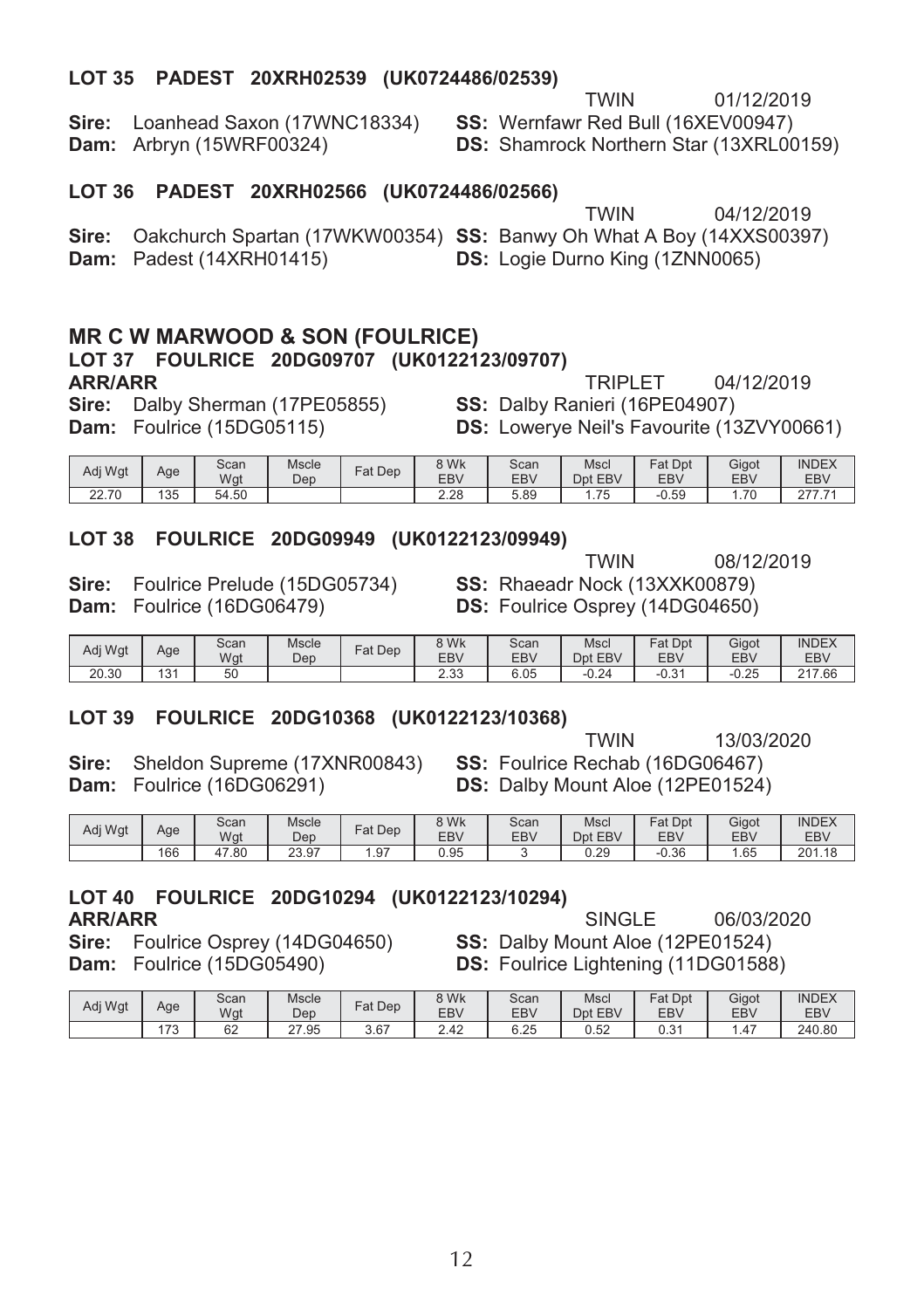**LOT 35 PADEST 20XRH02539 (UK0724486/02539)**

TWIN 01/12/2019

**Sire:** Loanhead Saxon (17WNC18334) **SS:** Wernfawr Red Bull (16XEV00947)
**Dam:** Arbryn (15WRF00324) **DS:** Shamrock Northern Star (13XRL00159)

**LOT 36 PADEST 20XRH02566 (UK0724486/02566)**

TWIN 04/12/2019

**Sire:** Oakchurch Spartan (17WKW00354) **SS:** Banwy Oh What A Boy (14XXS00397)
**Dam:** Padest (14XRH01415) **DS:** Logie Durno King (1ZNN0065)

## MR C W MARWOOD & SON (FOULRICE)

**LOT 37 FOULRICE 20DG09707 (UK0122123/09707)**

**ARR/ARR** TRIPLET 04/12/2019

**Sire:** Dalby Sherman (17PE05855) **SS:** Dalby Ranieri (16PE04907)
**Dam:** Foulrice (15DG05115) **DS:** Lowerye Neil's Favourite (13ZVY00661)

| Adj Wgt | Age | Scan Wgt | Mscle Dep | Fat Dep | 8 Wk EBV | Scan EBV | Mscl Dpt EBV | Fat Dpt EBV | Gigot EBV | INDEX EBV |
|---|---|---|---|---|---|---|---|---|---|---|
| 22.70 | 135 | 54.50 | | | 2.28 | 5.89 | 1.75 | -0.59 | 1.70 | 277.71 |

**LOT 38 FOULRICE 20DG09949 (UK0122123/09949)**

TWIN 08/12/2019

**Sire:** Foulrice Prelude (15DG05734) **SS:** Rhaeadr Nock (13XXK00879)
**Dam:** Foulrice (16DG06479) **DS:** Foulrice Osprey (14DG04650)

| Adj Wgt | Age | Scan Wgt | Mscle Dep | Fat Dep | 8 Wk EBV | Scan EBV | Mscl Dpt EBV | Fat Dpt EBV | Gigot EBV | INDEX EBV |
|---|---|---|---|---|---|---|---|---|---|---|
| 20.30 | 131 | 50 | | | 2.33 | 6.05 | -0.24 | -0.31 | -0.25 | 217.66 |

**LOT 39 FOULRICE 20DG10368 (UK0122123/10368)**

TWIN 13/03/2020

**Sire:** Sheldon Supreme (17XNR00843) **SS:** Foulrice Rechab (16DG06467)
**Dam:** Foulrice (16DG06291) **DS:** Dalby Mount Aloe (12PE01524)

| Adj Wgt | Age | Scan Wgt | Mscle Dep | Fat Dep | 8 Wk EBV | Scan EBV | Mscl Dpt EBV | Fat Dpt EBV | Gigot EBV | INDEX EBV |
|---|---|---|---|---|---|---|---|---|---|---|
| | 166 | 47.80 | 23.97 | 1.97 | 0.95 | 3 | 0.29 | -0.36 | 1.65 | 201.18 |

**LOT 40 FOULRICE 20DG10294 (UK0122123/10294)**

**ARR/ARR** SINGLE 06/03/2020

**Sire:** Foulrice Osprey (14DG04650) **SS:** Dalby Mount Aloe (12PE01524)
**Dam:** Foulrice (15DG05490) **DS:** Foulrice Lightening (11DG01588)

| Adj Wgt | Age | Scan Wgt | Mscle Dep | Fat Dep | 8 Wk EBV | Scan EBV | Mscl Dpt EBV | Fat Dpt EBV | Gigot EBV | INDEX EBV |
|---|---|---|---|---|---|---|---|---|---|---|
| | 173 | 62 | 27.95 | 3.67 | 2.42 | 6.25 | 0.52 | 0.31 | 1.47 | 240.80 |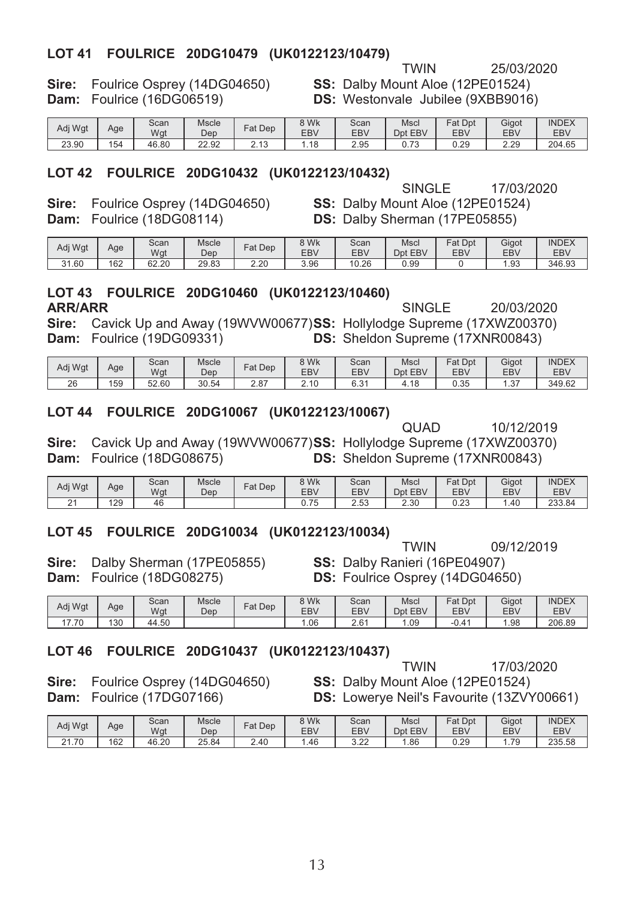## LOT 41 FOULRICE 20DG10479 (UK0122123/10479)

TWIN 25/03/2020

**Sire:** Foulrice Osprey (14DG04650) **SS:** Dalby Mount Aloe (12PE01524)
**Dam:** Foulrice (16DG06519) **DS:** Westonvale Jubilee (9XBB9016)

| Adj Wgt | Age | Scan Wgt | Mscle Dep | Fat Dep | 8 Wk EBV | Scan EBV | Mscl Dpt EBV | Fat Dpt EBV | Gigot EBV | INDEX EBV |
|---|---|---|---|---|---|---|---|---|---|---|
| 23.90 | 154 | 46.80 | 22.92 | 2.13 | 1.18 | 2.95 | 0.73 | 0.29 | 2.29 | 204.65 |

## LOT 42 FOULRICE 20DG10432 (UK0122123/10432)

SINGLE 17/03/2020

**Sire:** Foulrice Osprey (14DG04650) **SS:** Dalby Mount Aloe (12PE01524)
**Dam:** Foulrice (18DG08114) **DS:** Dalby Sherman (17PE05855)

| Adj Wgt | Age | Scan Wgt | Mscle Dep | Fat Dep | 8 Wk EBV | Scan EBV | Mscl Dpt EBV | Fat Dpt EBV | Gigot EBV | INDEX EBV |
|---|---|---|---|---|---|---|---|---|---|---|
| 31.60 | 162 | 62.20 | 29.83 | 2.20 | 3.96 | 10.26 | 0.99 | 0 | 1.93 | 346.93 |

## LOT 43 FOULRICE 20DG10460 (UK0122123/10460)

**ARR/ARR** SINGLE 20/03/2020

**Sire:** Cavick Up and Away (19WVW00677) **SS:** Hollylodge Supreme (17XWZ00370)
**Dam:** Foulrice (19DG09331) **DS:** Sheldon Supreme (17XNR00843)

| Adj Wgt | Age | Scan Wgt | Mscle Dep | Fat Dep | 8 Wk EBV | Scan EBV | Mscl Dpt EBV | Fat Dpt EBV | Gigot EBV | INDEX EBV |
|---|---|---|---|---|---|---|---|---|---|---|
| 26 | 159 | 52.60 | 30.54 | 2.87 | 2.10 | 6.31 | 4.18 | 0.35 | 1.37 | 349.62 |

## LOT 44 FOULRICE 20DG10067 (UK0122123/10067)

QUAD 10/12/2019

**Sire:** Cavick Up and Away (19WVW00677) **SS:** Hollylodge Supreme (17XWZ00370)
**Dam:** Foulrice (18DG08675) **DS:** Sheldon Supreme (17XNR00843)

| Adj Wgt | Age | Scan Wgt | Mscle Dep | Fat Dep | 8 Wk EBV | Scan EBV | Mscl Dpt EBV | Fat Dpt EBV | Gigot EBV | INDEX EBV |
|---|---|---|---|---|---|---|---|---|---|---|
| 21 | 129 | 46 | | | 0.75 | 2.53 | 2.30 | 0.23 | 1.40 | 233.84 |

## LOT 45 FOULRICE 20DG10034 (UK0122123/10034)

TWIN 09/12/2019

**Sire:** Dalby Sherman (17PE05855) **SS:** Dalby Ranieri (16PE04907)
**Dam:** Foulrice (18DG08275) **DS:** Foulrice Osprey (14DG04650)

| Adj Wgt | Age | Scan Wgt | Mscle Dep | Fat Dep | 8 Wk EBV | Scan EBV | Mscl Dpt EBV | Fat Dpt EBV | Gigot EBV | INDEX EBV |
|---|---|---|---|---|---|---|---|---|---|---|
| 17.70 | 130 | 44.50 | | | 1.06 | 2.61 | 1.09 | -0.41 | 1.98 | 206.89 |

## LOT 46 FOULRICE 20DG10437 (UK0122123/10437)

TWIN 17/03/2020

**Sire:** Foulrice Osprey (14DG04650) **SS:** Dalby Mount Aloe (12PE01524)
**Dam:** Foulrice (17DG07166) **DS:** Lowerye Neil's Favourite (13ZVY00661)

| Adj Wgt | Age | Scan Wgt | Mscle Dep | Fat Dep | 8 Wk EBV | Scan EBV | Mscl Dpt EBV | Fat Dpt EBV | Gigot EBV | INDEX EBV |
|---|---|---|---|---|---|---|---|---|---|---|
| 21.70 | 162 | 46.20 | 25.84 | 2.40 | 1.46 | 3.22 | 1.86 | 0.29 | 1.79 | 235.58 |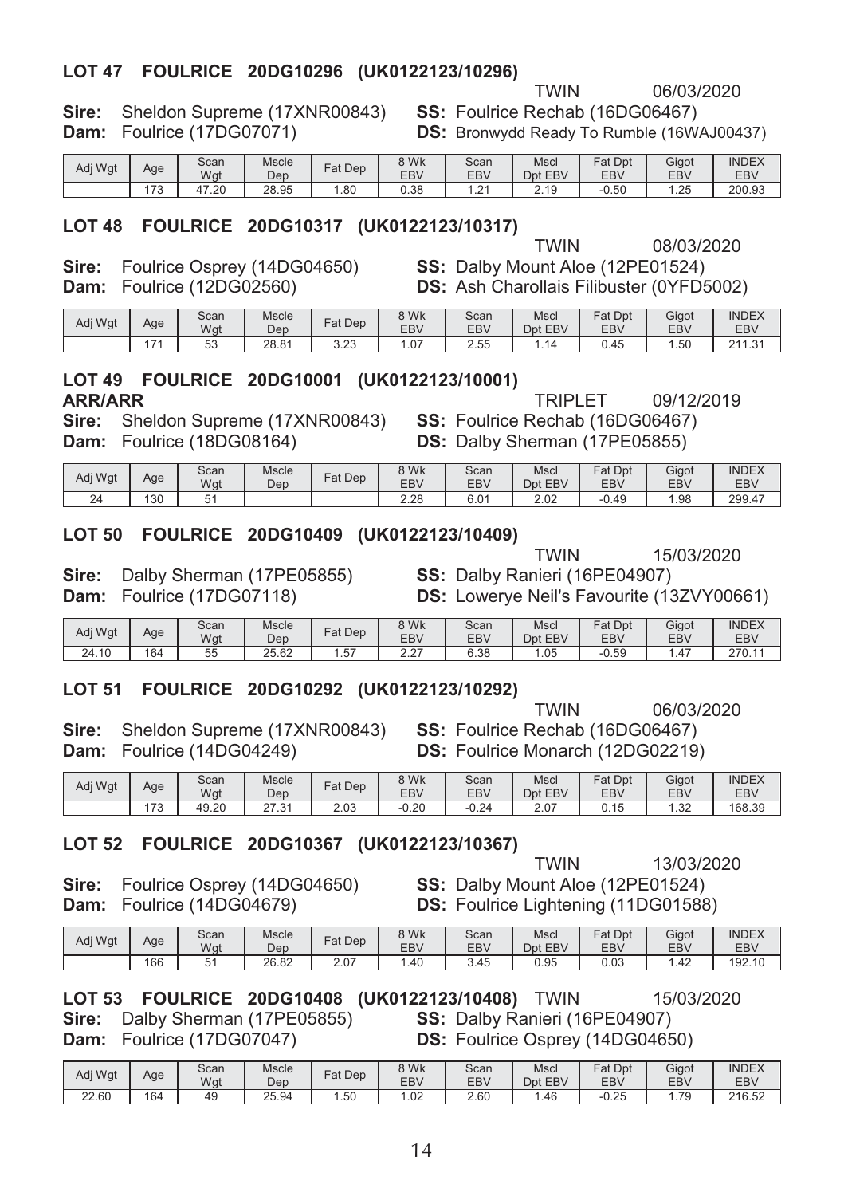## LOT 47 FOULRICE 20DG10296 (UK0122123/10296)

TWIN 06/03/2020

**Sire:** Sheldon Supreme (17XNR00843) **SS:** Foulrice Rechab (16DG06467)
**Dam:** Foulrice (17DG07071) **DS:** Bronwydd Ready To Rumble (16WAJ00437)

| Adj Wgt | Age | Scan Wgt | Mscle Dep | Fat Dep | 8 Wk EBV | Scan EBV | Mscl Dpt EBV | Fat Dpt EBV | Gigot EBV | INDEX EBV |
|---|---|---|---|---|---|---|---|---|---|---|
| | 173 | 47.20 | 28.95 | 1.80 | 0.38 | 1.21 | 2.19 | -0.50 | 1.25 | 200.93 |

## LOT 48 FOULRICE 20DG10317 (UK0122123/10317)

TWIN 08/03/2020

**Sire:** Foulrice Osprey (14DG04650) **SS:** Dalby Mount Aloe (12PE01524)
**Dam:** Foulrice (12DG02560) **DS:** Ash Charollais Filibuster (0YFD5002)

| Adj Wgt | Age | Scan Wgt | Mscle Dep | Fat Dep | 8 Wk EBV | Scan EBV | Mscl Dpt EBV | Fat Dpt EBV | Gigot EBV | INDEX EBV |
|---|---|---|---|---|---|---|---|---|---|---|
| | 171 | 53 | 28.81 | 3.23 | 1.07 | 2.55 | 1.14 | 0.45 | 1.50 | 211.31 |

## LOT 49 FOULRICE 20DG10001 (UK0122123/10001)

**ARR/ARR** TRIPLET 09/12/2019

**Sire:** Sheldon Supreme (17XNR00843) **SS:** Foulrice Rechab (16DG06467)
**Dam:** Foulrice (18DG08164) **DS:** Dalby Sherman (17PE05855)

| Adj Wgt | Age | Scan Wgt | Mscle Dep | Fat Dep | 8 Wk EBV | Scan EBV | Mscl Dpt EBV | Fat Dpt EBV | Gigot EBV | INDEX EBV |
|---|---|---|---|---|---|---|---|---|---|---|
| 24 | 130 | 51 | | | 2.28 | 6.01 | 2.02 | -0.49 | 1.98 | 299.47 |

## LOT 50 FOULRICE 20DG10409 (UK0122123/10409)

TWIN 15/03/2020

**Sire:** Dalby Sherman (17PE05855) **SS:** Dalby Ranieri (16PE04907)
**Dam:** Foulrice (17DG07118) **DS:** Lowerye Neil's Favourite (13ZVY00661)

| Adj Wgt | Age | Scan Wgt | Mscle Dep | Fat Dep | 8 Wk EBV | Scan EBV | Mscl Dpt EBV | Fat Dpt EBV | Gigot EBV | INDEX EBV |
|---|---|---|---|---|---|---|---|---|---|---|
| 24.10 | 164 | 55 | 25.62 | 1.57 | 2.27 | 6.38 | 1.05 | -0.59 | 1.47 | 270.11 |

## LOT 51 FOULRICE 20DG10292 (UK0122123/10292)

TWIN 06/03/2020

**Sire:** Sheldon Supreme (17XNR00843) **SS:** Foulrice Rechab (16DG06467)
**Dam:** Foulrice (14DG04249) **DS:** Foulrice Monarch (12DG02219)

| Adj Wgt | Age | Scan Wgt | Mscle Dep | Fat Dep | 8 Wk EBV | Scan EBV | Mscl Dpt EBV | Fat Dpt EBV | Gigot EBV | INDEX EBV |
|---|---|---|---|---|---|---|---|---|---|---|
| | 173 | 49.20 | 27.31 | 2.03 | -0.20 | -0.24 | 2.07 | 0.15 | 1.32 | 168.39 |

## LOT 52 FOULRICE 20DG10367 (UK0122123/10367)

TWIN 13/03/2020

**Sire:** Foulrice Osprey (14DG04650) **SS:** Dalby Mount Aloe (12PE01524)
**Dam:** Foulrice (14DG04679) **DS:** Foulrice Lightening (11DG01588)

| Adj Wgt | Age | Scan Wgt | Mscle Dep | Fat Dep | 8 Wk EBV | Scan EBV | Mscl Dpt EBV | Fat Dpt EBV | Gigot EBV | INDEX EBV |
|---|---|---|---|---|---|---|---|---|---|---|
| | 166 | 51 | 26.82 | 2.07 | 1.40 | 3.45 | 0.95 | 0.03 | 1.42 | 192.10 |

## LOT 53 FOULRICE 20DG10408 (UK0122123/10408)

TWIN 15/03/2020

**Sire:** Dalby Sherman (17PE05855) **SS:** Dalby Ranieri (16PE04907)
**Dam:** Foulrice (17DG07047) **DS:** Foulrice Osprey (14DG04650)

| Adj Wgt | Age | Scan Wgt | Mscle Dep | Fat Dep | 8 Wk EBV | Scan EBV | Mscl Dpt EBV | Fat Dpt EBV | Gigot EBV | INDEX EBV |
|---|---|---|---|---|---|---|---|---|---|---|
| 22.60 | 164 | 49 | 25.94 | 1.50 | 1.02 | 2.60 | 1.46 | -0.25 | 1.79 | 216.52 |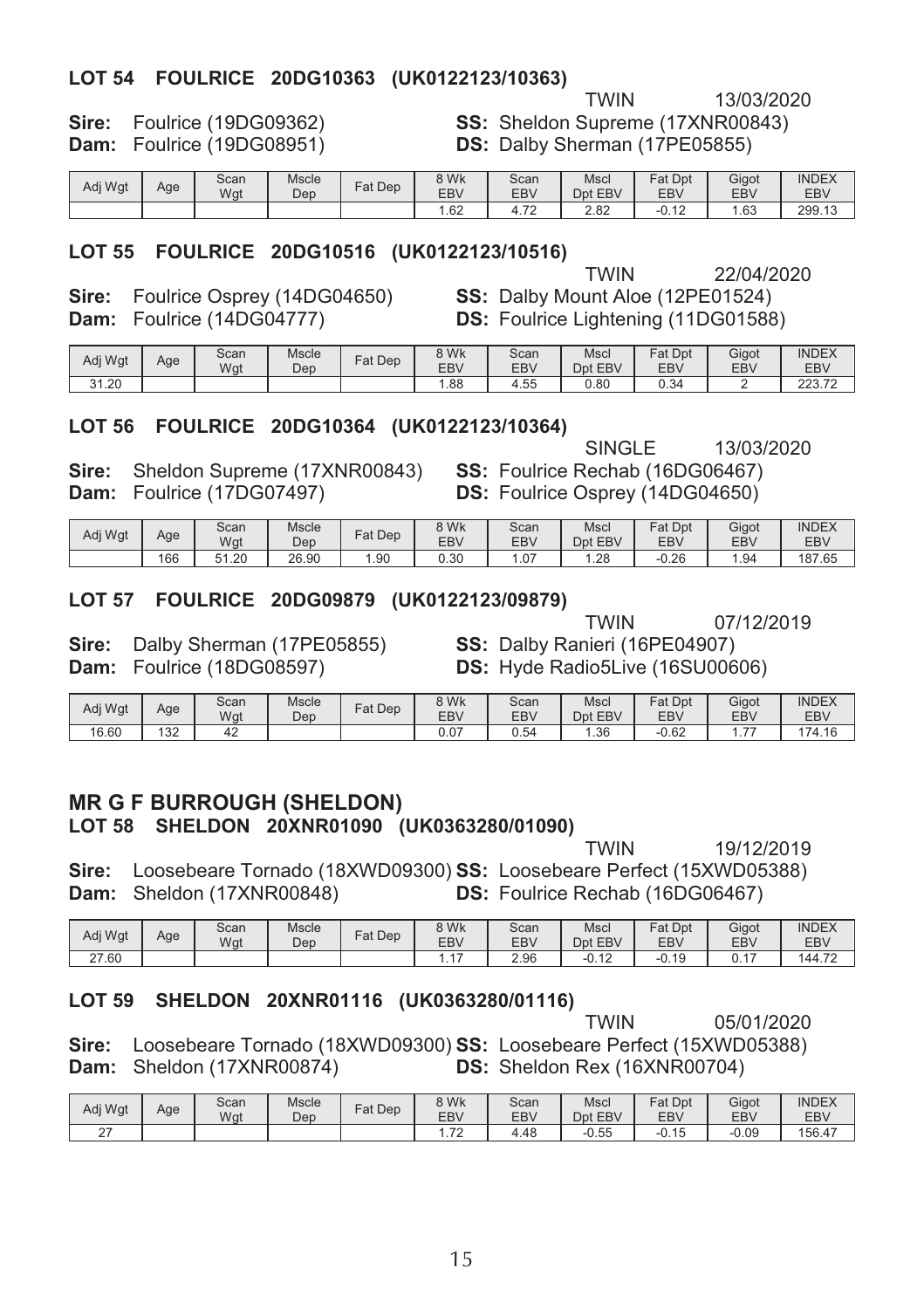### LOT 54 FOULRICE 20DG10363 (UK0122123/10363)

TWIN 13/03/2020

**Sire:** Foulrice (19DG09362) **SS:** Sheldon Supreme (17XNR00843)
**Dam:** Foulrice (19DG08951) **DS:** Dalby Sherman (17PE05855)

| Adj Wgt | Age | Scan Wgt | Mscle Dep | Fat Dep | 8 Wk EBV | Scan EBV | Mscl Dpt EBV | Fat Dpt EBV | Gigot EBV | INDEX EBV |
|---|---|---|---|---|---|---|---|---|---|---|
| | | | | | 1.62 | 4.72 | 2.82 | -0.12 | 1.63 | 299.13 |

### LOT 55 FOULRICE 20DG10516 (UK0122123/10516)

TWIN 22/04/2020

**Sire:** Foulrice Osprey (14DG04650) **SS:** Dalby Mount Aloe (12PE01524)
**Dam:** Foulrice (14DG04777) **DS:** Foulrice Lightening (11DG01588)

| Adj Wgt | Age | Scan Wgt | Mscle Dep | Fat Dep | 8 Wk EBV | Scan EBV | Mscl Dpt EBV | Fat Dpt EBV | Gigot EBV | INDEX EBV |
|---|---|---|---|---|---|---|---|---|---|---|
| 31.20 | | | | | 1.88 | 4.55 | 0.80 | 0.34 | 2 | 223.72 |

### LOT 56 FOULRICE 20DG10364 (UK0122123/10364)

SINGLE 13/03/2020

**Sire:** Sheldon Supreme (17XNR00843) **SS:** Foulrice Rechab (16DG06467)
**Dam:** Foulrice (17DG07497) **DS:** Foulrice Osprey (14DG04650)

| Adj Wgt | Age | Scan Wgt | Mscle Dep | Fat Dep | 8 Wk EBV | Scan EBV | Mscl Dpt EBV | Fat Dpt EBV | Gigot EBV | INDEX EBV |
|---|---|---|---|---|---|---|---|---|---|---|
| | 166 | 51.20 | 26.90 | 1.90 | 0.30 | 1.07 | 1.28 | -0.26 | 1.94 | 187.65 |

### LOT 57 FOULRICE 20DG09879 (UK0122123/09879)

TWIN 07/12/2019

**Sire:** Dalby Sherman (17PE05855) **SS:** Dalby Ranieri (16PE04907)
**Dam:** Foulrice (18DG08597) **DS:** Hyde Radio5Live (16SU00606)

| Adj Wgt | Age | Scan Wgt | Mscle Dep | Fat Dep | 8 Wk EBV | Scan EBV | Mscl Dpt EBV | Fat Dpt EBV | Gigot EBV | INDEX EBV |
|---|---|---|---|---|---|---|---|---|---|---|
| 16.60 | 132 | 42 | | | 0.07 | 0.54 | 1.36 | -0.62 | 1.77 | 174.16 |

## MR G F BURROUGH (SHELDON)

### LOT 58 SHELDON 20XNR01090 (UK0363280/01090)

TWIN 19/12/2019

**Sire:** Loosebeare Tornado (18XWD09300) **SS:** Loosebeare Perfect (15XWD05388)
**Dam:** Sheldon (17XNR00848) **DS:** Foulrice Rechab (16DG06467)

| Adj Wgt | Age | Scan Wgt | Mscle Dep | Fat Dep | 8 Wk EBV | Scan EBV | Mscl Dpt EBV | Fat Dpt EBV | Gigot EBV | INDEX EBV |
|---|---|---|---|---|---|---|---|---|---|---|
| 27.60 | | | | | 1.17 | 2.96 | -0.12 | -0.19 | 0.17 | 144.72 |

### LOT 59 SHELDON 20XNR01116 (UK0363280/01116)

TWIN 05/01/2020

**Sire:** Loosebeare Tornado (18XWD09300) **SS:** Loosebeare Perfect (15XWD05388)
**Dam:** Sheldon (17XNR00874) **DS:** Sheldon Rex (16XNR00704)

| Adj Wgt | Age | Scan Wgt | Mscle Dep | Fat Dep | 8 Wk EBV | Scan EBV | Mscl Dpt EBV | Fat Dpt EBV | Gigot EBV | INDEX EBV |
|---|---|---|---|---|---|---|---|---|---|---|
| 27 | | | | | 1.72 | 4.48 | -0.55 | -0.15 | -0.09 | 156.47 |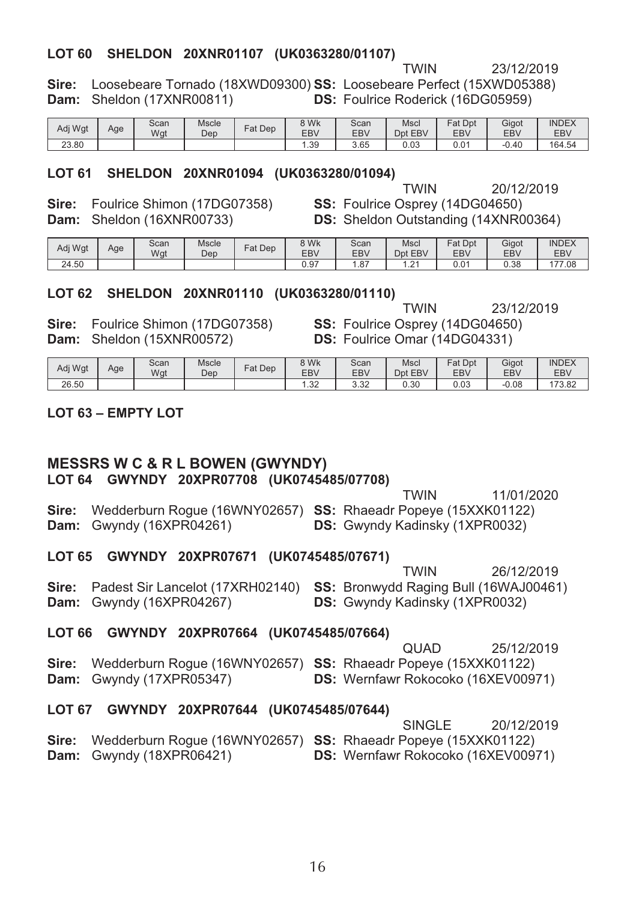### LOT 60 SHELDON 20XNR01107 (UK0363280/01107)

TWIN 23/12/2019

**Sire:** Loosebeare Tornado (18XWD09300) **SS:** Loosebeare Perfect (15XWD05388)
**Dam:** Sheldon (17XNR00811) **DS:** Foulrice Roderick (16DG05959)

| Adj Wgt | Age | Scan Wgt | Mscle Dep | Fat Dep | 8 Wk EBV | Scan EBV | Mscl Dpt EBV | Fat Dpt EBV | Gigot EBV | INDEX EBV |
|---|---|---|---|---|---|---|---|---|---|---|
| 23.80 | | | | | 1.39 | 3.65 | 0.03 | 0.01 | -0.40 | 164.54 |

### LOT 61 SHELDON 20XNR01094 (UK0363280/01094)

TWIN 20/12/2019

**Sire:** Foulrice Shimon (17DG07358) **SS:** Foulrice Osprey (14DG04650)
**Dam:** Sheldon (16XNR00733) **DS:** Sheldon Outstanding (14XNR00364)

| Adj Wgt | Age | Scan Wgt | Mscle Dep | Fat Dep | 8 Wk EBV | Scan EBV | Mscl Dpt EBV | Fat Dpt EBV | Gigot EBV | INDEX EBV |
|---|---|---|---|---|---|---|---|---|---|---|
| 24.50 | | | | | 0.97 | 1.87 | 1.21 | 0.01 | 0.38 | 177.08 |

### LOT 62 SHELDON 20XNR01110 (UK0363280/01110)

TWIN 23/12/2019

**Sire:** Foulrice Shimon (17DG07358) **SS:** Foulrice Osprey (14DG04650)
**Dam:** Sheldon (15XNR00572) **DS:** Foulrice Omar (14DG04331)

| Adj Wgt | Age | Scan Wgt | Mscle Dep | Fat Dep | 8 Wk EBV | Scan EBV | Mscl Dpt EBV | Fat Dpt EBV | Gigot EBV | INDEX EBV |
|---|---|---|---|---|---|---|---|---|---|---|
| 26.50 | | | | | 1.32 | 3.32 | 0.30 | 0.03 | -0.08 | 173.82 |

### LOT 63 – EMPTY LOT

## MESSRS W C & R L BOWEN (GWYNDY)

### LOT 64 GWYNDY 20XPR07708 (UK0745485/07708)

TWIN 11/01/2020

**Sire:** Wedderburn Rogue (16WNY02657) **SS:** Rhaeadr Popeye (15XXK01122)
**Dam:** Gwyndy (16XPR04261) **DS:** Gwyndy Kadinsky (1XPR0032)

### LOT 65 GWYNDY 20XPR07671 (UK0745485/07671)

TWIN 26/12/2019

**Sire:** Padest Sir Lancelot (17XRH02140) **SS:** Bronwydd Raging Bull (16WAJ00461)
**Dam:** Gwyndy (16XPR04267) **DS:** Gwyndy Kadinsky (1XPR0032)

### LOT 66 GWYNDY 20XPR07664 (UK0745485/07664)

QUAD 25/12/2019

**Sire:** Wedderburn Rogue (16WNY02657) **SS:** Rhaeadr Popeye (15XXK01122)
**Dam:** Gwyndy (17XPR05347) **DS:** Wernfawr Rokocoko (16XEV00971)

### LOT 67 GWYNDY 20XPR07644 (UK0745485/07644)

SINGLE 20/12/2019

**Sire:** Wedderburn Rogue (16WNY02657) **SS:** Rhaeadr Popeye (15XXK01122)
**Dam:** Gwyndy (18XPR06421) **DS:** Wernfawr Rokocoko (16XEV00971)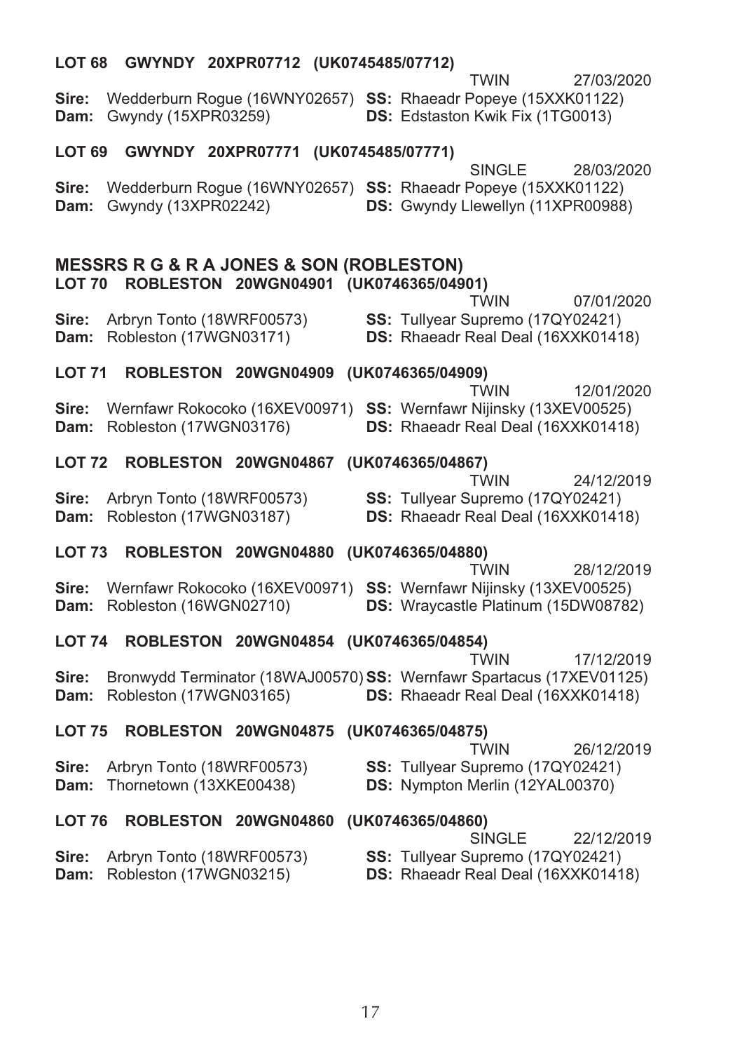**LOT 68 GWYNDY 20XPR07712 (UK0745485/07712)**

TWIN 27/03/2020

**Sire:** Wedderburn Rogue (16WNY02657) **SS:** Rhaeadr Popeye (15XXK01122)
**Dam:** Gwyndy (15XPR03259) **DS:** Edstaston Kwik Fix (1TG0013)

**LOT 69 GWYNDY 20XPR07771 (UK0745485/07771)**

SINGLE 28/03/2020

**Sire:** Wedderburn Rogue (16WNY02657) **SS:** Rhaeadr Popeye (15XXK01122)
**Dam:** Gwyndy (13XPR02242) **DS:** Gwyndy Llewellyn (11XPR00988)

## MESSRS R G & R A JONES & SON (ROBLESTON)

**LOT 70 ROBLESTON 20WGN04901 (UK0746365/04901)**

TWIN 07/01/2020

**Sire:** Arbryn Tonto (18WRF00573) **SS:** Tullyear Supremo (17QY02421)
**Dam:** Robleston (17WGN03171) **DS:** Rhaeadr Real Deal (16XXK01418)

**LOT 71 ROBLESTON 20WGN04909 (UK0746365/04909)**

TWIN 12/01/2020

**Sire:** Wernfawr Rokocoko (16XEV00971) **SS:** Wernfawr Nijinsky (13XEV00525)
**Dam:** Robleston (17WGN03176) **DS:** Rhaeadr Real Deal (16XXK01418)

**LOT 72 ROBLESTON 20WGN04867 (UK0746365/04867)**

TWIN 24/12/2019

**Sire:** Arbryn Tonto (18WRF00573) **SS:** Tullyear Supremo (17QY02421)
**Dam:** Robleston (17WGN03187) **DS:** Rhaeadr Real Deal (16XXK01418)

**LOT 73 ROBLESTON 20WGN04880 (UK0746365/04880)**

TWIN 28/12/2019

**Sire:** Wernfawr Rokocoko (16XEV00971) **SS:** Wernfawr Nijinsky (13XEV00525)
**Dam:** Robleston (16WGN02710) **DS:** Wraycastle Platinum (15DW08782)

**LOT 74 ROBLESTON 20WGN04854 (UK0746365/04854)**

TWIN 17/12/2019

**Sire:** Bronwydd Terminator (18WAJ00570) **SS:** Wernfawr Spartacus (17XEV01125)
**Dam:** Robleston (17WGN03165) **DS:** Rhaeadr Real Deal (16XXK01418)

**LOT 75 ROBLESTON 20WGN04875 (UK0746365/04875)**

TWIN 26/12/2019

**Sire:** Arbryn Tonto (18WRF00573) **SS:** Tullyear Supremo (17QY02421)
**Dam:** Thornetown (13XKE00438) **DS:** Nympton Merlin (12YAL00370)

**LOT 76 ROBLESTON 20WGN04860 (UK0746365/04860)**

SINGLE 22/12/2019

**Sire:** Arbryn Tonto (18WRF00573) **SS:** Tullyear Supremo (17QY02421)
**Dam:** Robleston (17WGN03215) **DS:** Rhaeadr Real Deal (16XXK01418)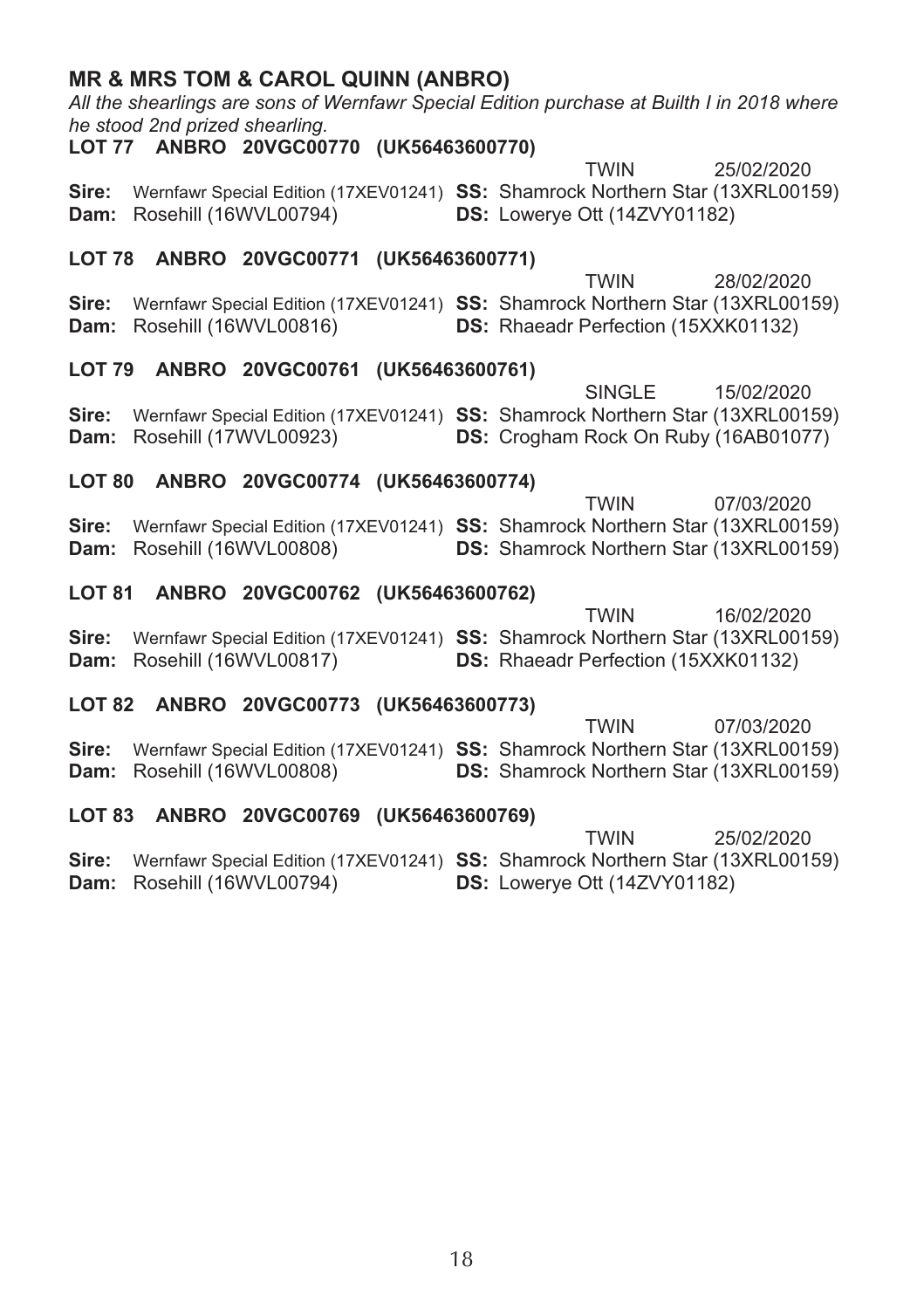## MR & MRS TOM & CAROL QUINN (ANBRO)

*All the shearlings are sons of Wernfawr Special Edition purchase at Builth I in 2018 where he stood 2nd prized shearling.*

**LOT 77 ANBRO 20VGC00770 (UK56463600770)**

TWIN 25/02/2020

**Sire:** Wernfawr Special Edition (17XEV01241) **SS:** Shamrock Northern Star (13XRL00159)
**Dam:** Rosehill (16WVL00794) **DS:** Lowerye Ott (14ZVY01182)

**LOT 78 ANBRO 20VGC00771 (UK56463600771)**

TWIN 28/02/2020

**Sire:** Wernfawr Special Edition (17XEV01241) **SS:** Shamrock Northern Star (13XRL00159)
**Dam:** Rosehill (16WVL00816) **DS:** Rhaeadr Perfection (15XXK01132)

**LOT 79 ANBRO 20VGC00761 (UK56463600761)**

SINGLE 15/02/2020

**Sire:** Wernfawr Special Edition (17XEV01241) **SS:** Shamrock Northern Star (13XRL00159)
**Dam:** Rosehill (17WVL00923) **DS:** Crogham Rock On Ruby (16AB01077)

**LOT 80 ANBRO 20VGC00774 (UK56463600774)**

TWIN 07/03/2020

**Sire:** Wernfawr Special Edition (17XEV01241) **SS:** Shamrock Northern Star (13XRL00159)
**Dam:** Rosehill (16WVL00808) **DS:** Shamrock Northern Star (13XRL00159)

**LOT 81 ANBRO 20VGC00762 (UK56463600762)**

TWIN 16/02/2020

**Sire:** Wernfawr Special Edition (17XEV01241) **SS:** Shamrock Northern Star (13XRL00159)
**Dam:** Rosehill (16WVL00817) **DS:** Rhaeadr Perfection (15XXK01132)

**LOT 82 ANBRO 20VGC00773 (UK56463600773)**

TWIN 07/03/2020

**Sire:** Wernfawr Special Edition (17XEV01241) **SS:** Shamrock Northern Star (13XRL00159)
**Dam:** Rosehill (16WVL00808) **DS:** Shamrock Northern Star (13XRL00159)

**LOT 83 ANBRO 20VGC00769 (UK56463600769)**

TWIN 25/02/2020

**Sire:** Wernfawr Special Edition (17XEV01241) **SS:** Shamrock Northern Star (13XRL00159)
**Dam:** Rosehill (16WVL00794) **DS:** Lowerye Ott (14ZVY01182)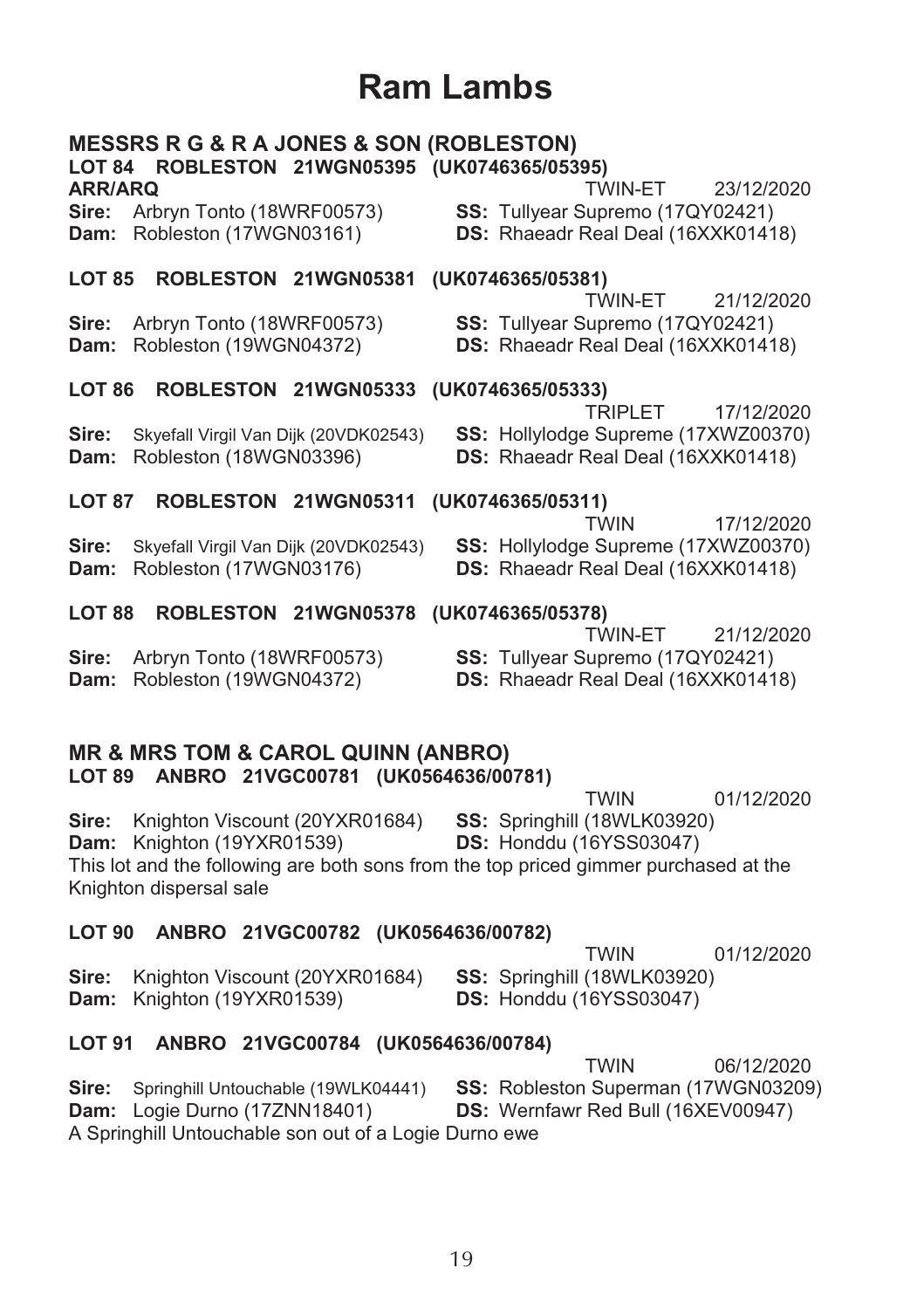# Ram Lambs

## MESSRS R G & R A JONES & SON (ROBLESTON)

### LOT 84 ROBLESTON 21WGN05395 (UK0746365/05395)

**ARR/ARQ** TWIN-ET 23/12/2020

**Sire:** Arbryn Tonto (18WRF00573) **SS:** Tullyear Supremo (17QY02421)
**Dam:** Robleston (17WGN03161) **DS:** Rhaeadr Real Deal (16XXK01418)

### LOT 85 ROBLESTON 21WGN05381 (UK0746365/05381)

TWIN-ET 21/12/2020

**Sire:** Arbryn Tonto (18WRF00573) **SS:** Tullyear Supremo (17QY02421)
**Dam:** Robleston (19WGN04372) **DS:** Rhaeadr Real Deal (16XXK01418)

### LOT 86 ROBLESTON 21WGN05333 (UK0746365/05333)

TRIPLET 17/12/2020

**Sire:** Skyefall Virgil Van Dijk (20VDK02543) **SS:** Hollylodge Supreme (17XWZ00370)
**Dam:** Robleston (18WGN03396) **DS:** Rhaeadr Real Deal (16XXK01418)

### LOT 87 ROBLESTON 21WGN05311 (UK0746365/05311)

TWIN 17/12/2020

**Sire:** Skyefall Virgil Van Dijk (20VDK02543) **SS:** Hollylodge Supreme (17XWZ00370)
**Dam:** Robleston (17WGN03176) **DS:** Rhaeadr Real Deal (16XXK01418)

### LOT 88 ROBLESTON 21WGN05378 (UK0746365/05378)

TWIN-ET 21/12/2020

**Sire:** Arbryn Tonto (18WRF00573) **SS:** Tullyear Supremo (17QY02421)
**Dam:** Robleston (19WGN04372) **DS:** Rhaeadr Real Deal (16XXK01418)

## MR & MRS TOM & CAROL QUINN (ANBRO)

### LOT 89 ANBRO 21VGC00781 (UK0564636/00781)

TWIN 01/12/2020

**Sire:** Knighton Viscount (20YXR01684) **SS:** Springhill (18WLK03920)
**Dam:** Knighton (19YXR01539) **DS:** Honddu (16YSS03047)

This lot and the following are both sons from the top priced gimmer purchased at the Knighton dispersal sale

### LOT 90 ANBRO 21VGC00782 (UK0564636/00782)

TWIN 01/12/2020

**Sire:** Knighton Viscount (20YXR01684) **SS:** Springhill (18WLK03920)
**Dam:** Knighton (19YXR01539) **DS:** Honddu (16YSS03047)

### LOT 91 ANBRO 21VGC00784 (UK0564636/00784)

TWIN 06/12/2020

**Sire:** Springhill Untouchable (19WLK04441) **SS:** Robleston Superman (17WGN03209)
**Dam:** Logie Durno (17ZNN18401) **DS:** Wernfawr Red Bull (16XEV00947)

A Springhill Untouchable son out of a Logie Durno ewe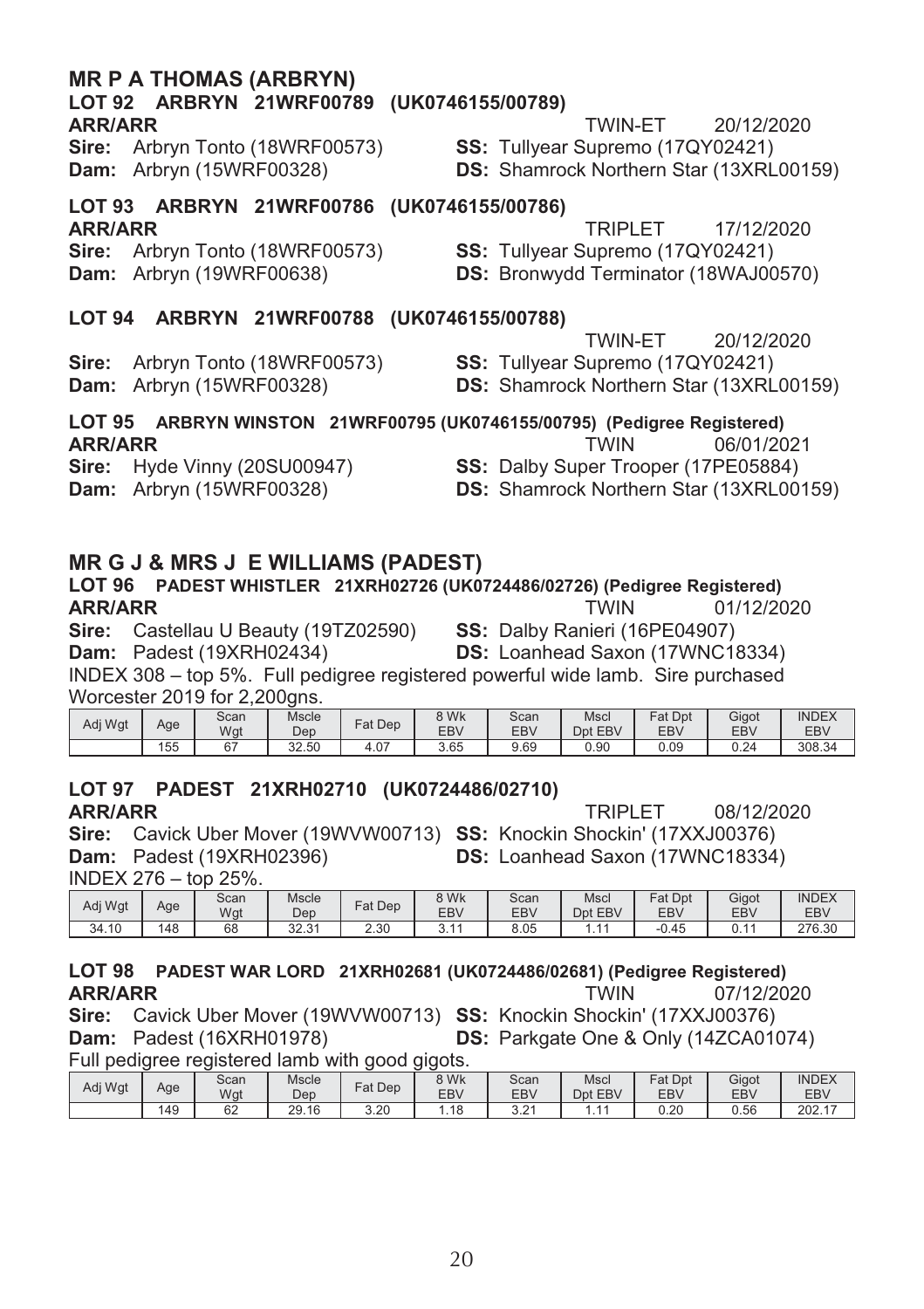## MR P A THOMAS (ARBRYN)

### LOT 92 ARBRYN 21WRF00789 (UK0746155/00789)

**ARR/ARR** TWIN-ET 20/12/2020

**Sire:** Arbryn Tonto (18WRF00573) **SS:** Tullyear Supremo (17QY02421)

**Dam:** Arbryn (15WRF00328) **DS:** Shamrock Northern Star (13XRL00159)

### LOT 93 ARBRYN 21WRF00786 (UK0746155/00786)

**ARR/ARR** TRIPLET 17/12/2020

**Sire:** Arbryn Tonto (18WRF00573) **SS:** Tullyear Supremo (17QY02421)

**Dam:** Arbryn (19WRF00638) **DS:** Bronwydd Terminator (18WAJ00570)

### LOT 94 ARBRYN 21WRF00788 (UK0746155/00788)

TWIN-ET 20/12/2020

**Sire:** Arbryn Tonto (18WRF00573) **SS:** Tullyear Supremo (17QY02421)

**Dam:** Arbryn (15WRF00328) **DS:** Shamrock Northern Star (13XRL00159)

### LOT 95 ARBRYN WINSTON 21WRF00795 (UK0746155/00795) (Pedigree Registered)

**ARR/ARR** TWIN 06/01/2021

**Sire:** Hyde Vinny (20SU00947) **SS:** Dalby Super Trooper (17PE05884)

**Dam:** Arbryn (15WRF00328) **DS:** Shamrock Northern Star (13XRL00159)

## MR G J & MRS J E WILLIAMS (PADEST)

### LOT 96 PADEST WHISTLER 21XRH02726 (UK0724486/02726) (Pedigree Registered)

**ARR/ARR** TWIN 01/12/2020

**Sire:** Castellau U Beauty (19TZ02590) **SS:** Dalby Ranieri (16PE04907)

**Dam:** Padest (19XRH02434) **DS:** Loanhead Saxon (17WNC18334)

INDEX 308 – top 5%. Full pedigree registered powerful wide lamb. Sire purchased Worcester 2019 for 2,200gns.

| Adj Wgt | Age | Scan Wgt | Mscle Dep | Fat Dep | 8 Wk EBV | Scan EBV | Mscl Dpt EBV | Fat Dpt EBV | Gigot EBV | INDEX EBV |
|---|---|---|---|---|---|---|---|---|---|---|
| | 155 | 67 | 32.50 | 4.07 | 3.65 | 9.69 | 0.90 | 0.09 | 0.24 | 308.34 |

### LOT 97 PADEST 21XRH02710 (UK0724486/02710)

**ARR/ARR** TRIPLET 08/12/2020

**Sire:** Cavick Uber Mover (19WVW00713) **SS:** Knockin Shockin' (17XXJ00376)

**Dam:** Padest (19XRH02396) **DS:** Loanhead Saxon (17WNC18334)

INDEX 276 – top 25%.

| Adj Wgt | Age | Scan Wgt | Mscle Dep | Fat Dep | 8 Wk EBV | Scan EBV | Mscl Dpt EBV | Fat Dpt EBV | Gigot EBV | INDEX EBV |
|---|---|---|---|---|---|---|---|---|---|---|
| 34.10 | 148 | 68 | 32.31 | 2.30 | 3.11 | 8.05 | 1.11 | -0.45 | 0.11 | 276.30 |

### LOT 98 PADEST WAR LORD 21XRH02681 (UK0724486/02681) (Pedigree Registered)

**ARR/ARR** TWIN 07/12/2020

**Sire:** Cavick Uber Mover (19WVW00713) **SS:** Knockin Shockin' (17XXJ00376)

**Dam:** Padest (16XRH01978) **DS:** Parkgate One & Only (14ZCA01074)

Full pedigree registered lamb with good gigots.

| Adj Wgt | Age | Scan Wgt | Mscle Dep | Fat Dep | 8 Wk EBV | Scan EBV | Mscl Dpt EBV | Fat Dpt EBV | Gigot EBV | INDEX EBV |
|---|---|---|---|---|---|---|---|---|---|---|
| | 149 | 62 | 29.16 | 3.20 | 1.18 | 3.21 | 1.11 | 0.20 | 0.56 | 202.17 |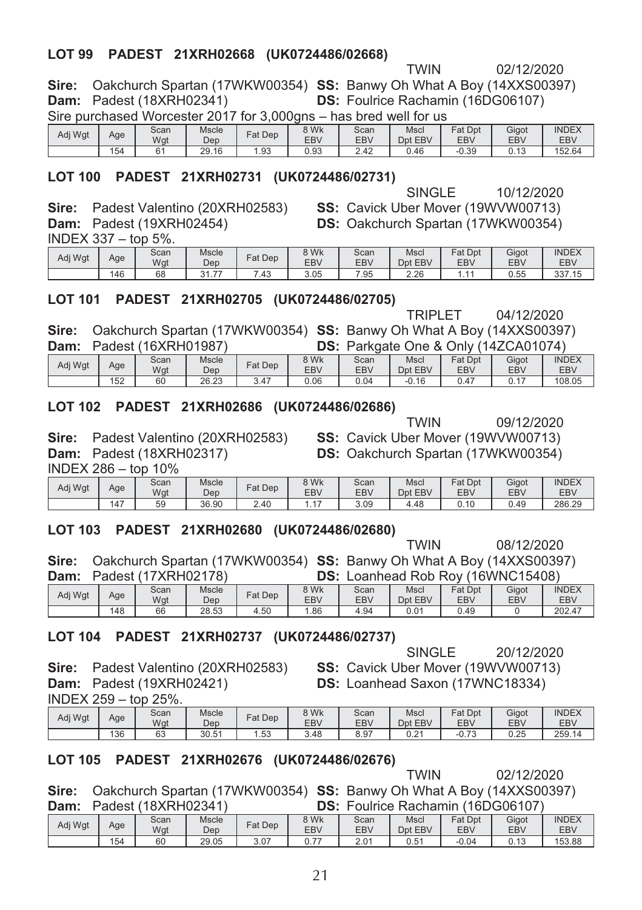### LOT 99 PADEST 21XRH02668 (UK0724486/02668)

TWIN 02/12/2020

**Sire:** Oakchurch Spartan (17WKW00354) **SS:** Banwy Oh What A Boy (14XXS00397)
**Dam:** Padest (18XRH02341) **DS:** Foulrice Rachamin (16DG06107)

Sire purchased Worcester 2017 for 3,000gns – has bred well for us

| Adj Wgt | Age | Scan Wgt | Mscle Dep | Fat Dep | 8 Wk EBV | Scan EBV | Mscl Dpt EBV | Fat Dpt EBV | Gigot EBV | INDEX EBV |
|---|---|---|---|---|---|---|---|---|---|---|
| | 154 | 61 | 29.16 | 1.93 | 0.93 | 2.42 | 0.46 | -0.39 | 0.13 | 152.64 |

### LOT 100 PADEST 21XRH02731 (UK0724486/02731)

SINGLE 10/12/2020

**Sire:** Padest Valentino (20XRH02583) **SS:** Cavick Uber Mover (19WVW00713)
**Dam:** Padest (19XRH02454) **DS:** Oakchurch Spartan (17WKW00354)

INDEX 337 – top 5%.

| Adj Wgt | Age | Scan Wgt | Mscle Dep | Fat Dep | 8 Wk EBV | Scan EBV | Mscl Dpt EBV | Fat Dpt EBV | Gigot EBV | INDEX EBV |
|---|---|---|---|---|---|---|---|---|---|---|
| | 146 | 68 | 31.77 | 7.43 | 3.05 | 7.95 | 2.26 | 1.11 | 0.55 | 337.15 |

### LOT 101 PADEST 21XRH02705 (UK0724486/02705)

TRIPLET 04/12/2020

**Sire:** Oakchurch Spartan (17WKW00354) **SS:** Banwy Oh What A Boy (14XXS00397)
**Dam:** Padest (16XRH01987) **DS:** Parkgate One & Only (14ZCA01074)

| Adj Wgt | Age | Scan Wgt | Mscle Dep | Fat Dep | 8 Wk EBV | Scan EBV | Mscl Dpt EBV | Fat Dpt EBV | Gigot EBV | INDEX EBV |
|---|---|---|---|---|---|---|---|---|---|---|
| | 152 | 60 | 26.23 | 3.47 | 0.06 | 0.04 | -0.16 | 0.47 | 0.17 | 108.05 |

### LOT 102 PADEST 21XRH02686 (UK0724486/02686)

TWIN 09/12/2020

**Sire:** Padest Valentino (20XRH02583) **SS:** Cavick Uber Mover (19WVW00713)
**Dam:** Padest (18XRH02317) **DS:** Oakchurch Spartan (17WKW00354)

INDEX 286 – top 10%

| Adj Wgt | Age | Scan Wgt | Mscle Dep | Fat Dep | 8 Wk EBV | Scan EBV | Mscl Dpt EBV | Fat Dpt EBV | Gigot EBV | INDEX EBV |
|---|---|---|---|---|---|---|---|---|---|---|
| | 147 | 59 | 36.90 | 2.40 | 1.17 | 3.09 | 4.48 | 0.10 | 0.49 | 286.29 |

### LOT 103 PADEST 21XRH02680 (UK0724486/02680)

TWIN 08/12/2020

**Sire:** Oakchurch Spartan (17WKW00354) **SS:** Banwy Oh What A Boy (14XXS00397)
**Dam:** Padest (17XRH02178) **DS:** Loanhead Rob Roy (16WNC15408)

| Adj Wgt | Age | Scan Wgt | Mscle Dep | Fat Dep | 8 Wk EBV | Scan EBV | Mscl Dpt EBV | Fat Dpt EBV | Gigot EBV | INDEX EBV |
|---|---|---|---|---|---|---|---|---|---|---|
| | 148 | 66 | 28.53 | 4.50 | 1.86 | 4.94 | 0.01 | 0.49 | 0 | 202.47 |

### LOT 104 PADEST 21XRH02737 (UK0724486/02737)

SINGLE 20/12/2020

**Sire:** Padest Valentino (20XRH02583) **SS:** Cavick Uber Mover (19WVW00713)
**Dam:** Padest (19XRH02421) **DS:** Loanhead Saxon (17WNC18334)

INDEX 259 – top 25%.

| Adj Wgt | Age | Scan Wgt | Mscle Dep | Fat Dep | 8 Wk EBV | Scan EBV | Mscl Dpt EBV | Fat Dpt EBV | Gigot EBV | INDEX EBV |
|---|---|---|---|---|---|---|---|---|---|---|
| | 136 | 63 | 30.51 | 1.53 | 3.48 | 8.97 | 0.21 | -0.73 | 0.25 | 259.14 |

### LOT 105 PADEST 21XRH02676 (UK0724486/02676)

TWIN 02/12/2020

**Sire:** Oakchurch Spartan (17WKW00354) **SS:** Banwy Oh What A Boy (14XXS00397)
**Dam:** Padest (18XRH02341) **DS:** Foulrice Rachamin (16DG06107)

| Adj Wgt | Age | Scan Wgt | Mscle Dep | Fat Dep | 8 Wk EBV | Scan EBV | Mscl Dpt EBV | Fat Dpt EBV | Gigot EBV | INDEX EBV |
|---|---|---|---|---|---|---|---|---|---|---|
| | 154 | 60 | 29.05 | 3.07 | 0.77 | 2.01 | 0.51 | -0.04 | 0.13 | 153.88 |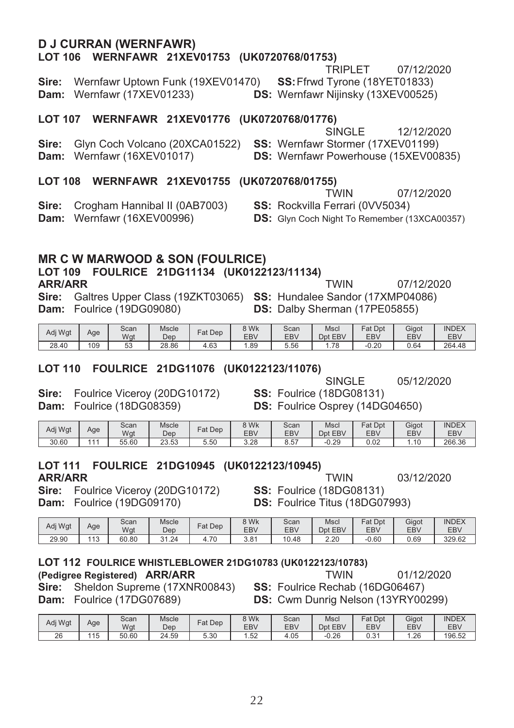## D J CURRAN (WERNFAWR)

### LOT 106 WERNFAWR 21XEV01753 (UK0720768/01753)

TRIPLET 07/12/2020

**Sire:** Wernfawr Uptown Funk (19XEV01470) **SS:** Ffrwd Tyrone (18YET01833)
**Dam:** Wernfawr (17XEV01233) **DS:** Wernfawr Nijinsky (13XEV00525)

### LOT 107 WERNFAWR 21XEV01776 (UK0720768/01776)

SINGLE 12/12/2020

**Sire:** Glyn Coch Volcano (20XCA01522) **SS:** Wernfawr Stormer (17XEV01199)
**Dam:** Wernfawr (16XEV01017) **DS:** Wernfawr Powerhouse (15XEV00835)

### LOT 108 WERNFAWR 21XEV01755 (UK0720768/01755)

TWIN 07/12/2020

**Sire:** Crogham Hannibal II (0AB7003) **SS:** Rockvilla Ferrari (0VV5034)
**Dam:** Wernfawr (16XEV00996) **DS:** Glyn Coch Night To Remember (13XCA00357)

## MR C W MARWOOD & SON (FOULRICE)

### LOT 109 FOULRICE 21DG11134 (UK0122123/11134)

**ARR/ARR** TWIN 07/12/2020

**Sire:** Galtres Upper Class (19ZKT03065) **SS:** Hundalee Sandor (17XMP04086)
**Dam:** Foulrice (19DG09080) **DS:** Dalby Sherman (17PE05855)

| Adj Wgt | Age | Scan Wgt | Mscle Dep | Fat Dep | 8 Wk EBV | Scan EBV | Mscl Dpt EBV | Fat Dpt EBV | Gigot EBV | INDEX EBV |
|---|---|---|---|---|---|---|---|---|---|---|
| 28.40 | 109 | 53 | 28.86 | 4.63 | 1.89 | 5.56 | 1.78 | -0.20 | 0.64 | 264.48 |

### LOT 110 FOULRICE 21DG11076 (UK0122123/11076)

SINGLE 05/12/2020

**Sire:** Foulrice Viceroy (20DG10172) **SS:** Foulrice (18DG08131)
**Dam:** Foulrice (18DG08359) **DS:** Foulrice Osprey (14DG04650)

| Adj Wgt | Age | Scan Wgt | Mscle Dep | Fat Dep | 8 Wk EBV | Scan EBV | Mscl Dpt EBV | Fat Dpt EBV | Gigot EBV | INDEX EBV |
|---|---|---|---|---|---|---|---|---|---|---|
| 30.60 | 111 | 55.60 | 23.53 | 5.50 | 3.28 | 8.57 | -0.29 | 0.02 | 1.10 | 266.36 |

### LOT 111 FOULRICE 21DG10945 (UK0122123/10945)

**ARR/ARR** TWIN 03/12/2020

**Sire:** Foulrice Viceroy (20DG10172) **SS:** Foulrice (18DG08131)
**Dam:** Foulrice (19DG09170) **DS:** Foulrice Titus (18DG07993)

| Adj Wgt | Age | Scan Wgt | Mscle Dep | Fat Dep | 8 Wk EBV | Scan EBV | Mscl Dpt EBV | Fat Dpt EBV | Gigot EBV | INDEX EBV |
|---|---|---|---|---|---|---|---|---|---|---|
| 29.90 | 113 | 60.80 | 31.24 | 4.70 | 3.81 | 10.48 | 2.20 | -0.60 | 0.69 | 329.62 |

### LOT 112 FOULRICE WHISTLEBLOWER 21DG10783 (UK0122123/10783)

**(Pedigree Registered) ARR/ARR** TWIN 01/12/2020

**Sire:** Sheldon Supreme (17XNR00843) **SS:** Foulrice Rechab (16DG06467)
**Dam:** Foulrice (17DG07689) **DS:** Cwm Dunrig Nelson (13YRY00299)

| Adj Wgt | Age | Scan Wgt | Mscle Dep | Fat Dep | 8 Wk EBV | Scan EBV | Mscl Dpt EBV | Fat Dpt EBV | Gigot EBV | INDEX EBV |
|---|---|---|---|---|---|---|---|---|---|---|
| 26 | 115 | 50.60 | 24.59 | 5.30 | 1.52 | 4.05 | -0.26 | 0.31 | 1.26 | 196.52 |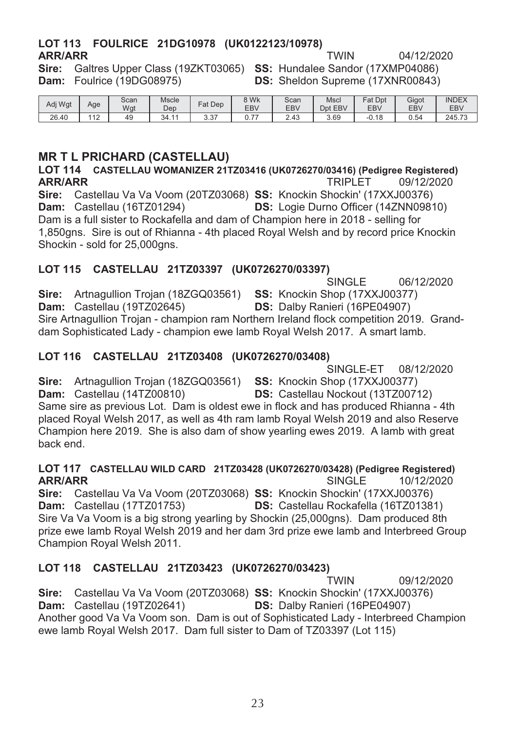**LOT 113 FOULRICE 21DG10978 (UK0122123/10978)**
**ARR/ARR** TWIN 04/12/2020
**Sire:** Galtres Upper Class (19ZKT03065) **SS:** Hundalee Sandor (17XMP04086)
**Dam:** Foulrice (19DG08975) **DS:** Sheldon Supreme (17XNR00843)

| Adj Wgt | Age | Scan Wgt | Mscle Dep | Fat Dep | 8 Wk EBV | Scan EBV | Mscl Dpt EBV | Fat Dpt EBV | Gigot EBV | INDEX EBV |
|---|---|---|---|---|---|---|---|---|---|---|
| 26.40 | 112 | 49 | 34.11 | 3.37 | 0.77 | 2.43 | 3.69 | -0.18 | 0.54 | 245.73 |

## MR T L PRICHARD (CASTELLAU)

**LOT 114 CASTELLAU WOMANIZER 21TZ03416 (UK0726270/03416) (Pedigree Registered)**
**ARR/ARR** TRIPLET 09/12/2020
**Sire:** Castellau Va Va Voom (20TZ03068) **SS:** Knockin Shockin' (17XXJ00376)
**Dam:** Castellau (16TZ01294) **DS:** Logie Durno Officer (14ZNN09810)
Dam is a full sister to Rockafella and dam of Champion here in 2018 - selling for 1,850gns. Sire is out of Rhianna - 4th placed Royal Welsh and by record price Knockin Shockin - sold for 25,000gns.

**LOT 115 CASTELLAU 21TZ03397 (UK0726270/03397)**
SINGLE 06/12/2020
**Sire:** Artnagullion Trojan (18ZGQ03561) **SS:** Knockin Shop (17XXJ00377)
**Dam:** Castellau (19TZ02645) **DS:** Dalby Ranieri (16PE04907)
Sire Artnagullion Trojan - champion ram Northern Ireland flock competition 2019. Grand-dam Sophisticated Lady - champion ewe lamb Royal Welsh 2017. A smart lamb.

**LOT 116 CASTELLAU 21TZ03408 (UK0726270/03408)**
SINGLE-ET 08/12/2020
**Sire:** Artnagullion Trojan (18ZGQ03561) **SS:** Knockin Shop (17XXJ00377)
**Dam:** Castellau (14TZ00810) **DS:** Castellau Nockout (13TZ00712)
Same sire as previous Lot. Dam is oldest ewe in flock and has produced Rhianna - 4th placed Royal Welsh 2017, as well as 4th ram lamb Royal Welsh 2019 and also Reserve Champion here 2019. She is also dam of show yearling ewes 2019. A lamb with great back end.

**LOT 117 CASTELLAU WILD CARD 21TZ03428 (UK0726270/03428) (Pedigree Registered)**
**ARR/ARR** SINGLE 10/12/2020
**Sire:** Castellau Va Va Voom (20TZ03068) **SS:** Knockin Shockin' (17XXJ00376)
**Dam:** Castellau (17TZ01753) **DS:** Castellau Rockafella (16TZ01381)
Sire Va Va Voom is a big strong yearling by Shockin (25,000gns). Dam produced 8th prize ewe lamb Royal Welsh 2019 and her dam 3rd prize ewe lamb and Interbreed Group Champion Royal Welsh 2011.

**LOT 118 CASTELLAU 21TZ03423 (UK0726270/03423)**
TWIN 09/12/2020
**Sire:** Castellau Va Va Voom (20TZ03068) **SS:** Knockin Shockin' (17XXJ00376)
**Dam:** Castellau (19TZ02641) **DS:** Dalby Ranieri (16PE04907)
Another good Va Va Voom son. Dam is out of Sophisticated Lady - Interbreed Champion ewe lamb Royal Welsh 2017. Dam full sister to Dam of TZ03397 (Lot 115)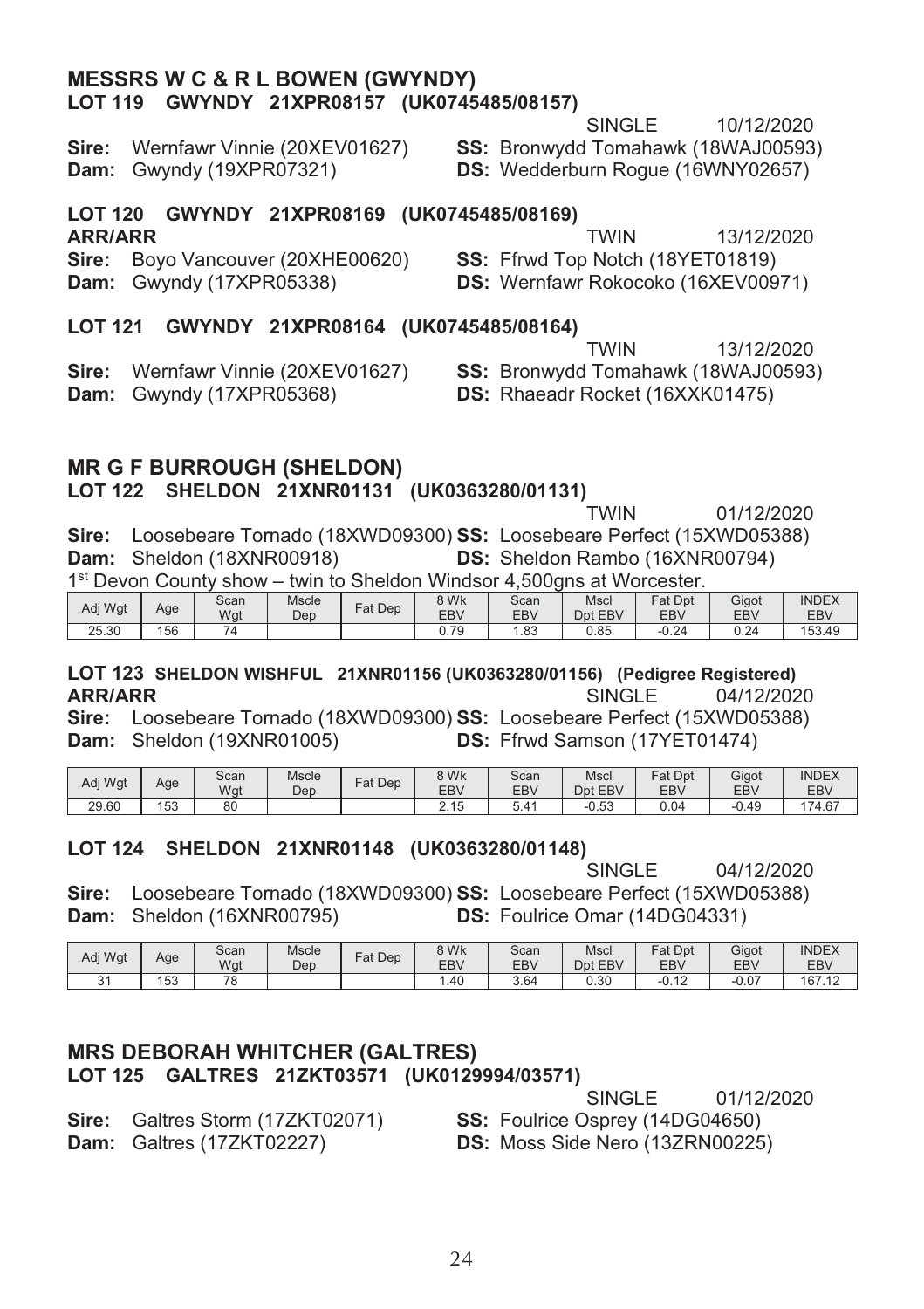## MESSRS W C & R L BOWEN (GWYNDY)

### LOT 119 GWYNDY 21XPR08157 (UK0745485/08157)

SINGLE 10/12/2020

**Sire:** Wernfawr Vinnie (20XEV01627) **SS:** Bronwydd Tomahawk (18WAJ00593)
**Dam:** Gwyndy (19XPR07321) **DS:** Wedderburn Rogue (16WNY02657)

### LOT 120 GWYNDY 21XPR08169 (UK0745485/08169)

**ARR/ARR** TWIN 13/12/2020

**Sire:** Boyo Vancouver (20XHE00620) **SS:** Ffrwd Top Notch (18YET01819)
**Dam:** Gwyndy (17XPR05338) **DS:** Wernfawr Rokocoko (16XEV00971)

### LOT 121 GWYNDY 21XPR08164 (UK0745485/08164)

TWIN 13/12/2020

**Sire:** Wernfawr Vinnie (20XEV01627) **SS:** Bronwydd Tomahawk (18WAJ00593)
**Dam:** Gwyndy (17XPR05368) **DS:** Rhaeadr Rocket (16XXK01475)

## MR G F BURROUGH (SHELDON)

### LOT 122 SHELDON 21XNR01131 (UK0363280/01131)

TWIN 01/12/2020

**Sire:** Loosebeare Tornado (18XWD09300) **SS:** Loosebeare Perfect (15XWD05388)
**Dam:** Sheldon (18XNR00918) **DS:** Sheldon Rambo (16XNR00794)

1st Devon County show – twin to Sheldon Windsor 4,500gns at Worcester.

| Adj Wgt | Age | Scan Wgt | Mscle Dep | Fat Dep | 8 Wk EBV | Scan EBV | Mscl Dpt EBV | Fat Dpt EBV | Gigot EBV | INDEX EBV |
|---|---|---|---|---|---|---|---|---|---|---|
| 25.30 | 156 | 74 | | | 0.79 | 1.83 | 0.85 | -0.24 | 0.24 | 153.49 |

### LOT 123 SHELDON WISHFUL 21XNR01156 (UK0363280/01156) (Pedigree Registered)

**ARR/ARR** SINGLE 04/12/2020

**Sire:** Loosebeare Tornado (18XWD09300) **SS:** Loosebeare Perfect (15XWD05388)
**Dam:** Sheldon (19XNR01005) **DS:** Ffrwd Samson (17YET01474)

| Adj Wgt | Age | Scan Wgt | Mscle Dep | Fat Dep | 8 Wk EBV | Scan EBV | Mscl Dpt EBV | Fat Dpt EBV | Gigot EBV | INDEX EBV |
|---|---|---|---|---|---|---|---|---|---|---|
| 29.60 | 153 | 80 | | | 2.15 | 5.41 | -0.53 | 0.04 | -0.49 | 174.67 |

### LOT 124 SHELDON 21XNR01148 (UK0363280/01148)

SINGLE 04/12/2020

**Sire:** Loosebeare Tornado (18XWD09300) **SS:** Loosebeare Perfect (15XWD05388)
**Dam:** Sheldon (16XNR00795) **DS:** Foulrice Omar (14DG04331)

| Adj Wgt | Age | Scan Wgt | Mscle Dep | Fat Dep | 8 Wk EBV | Scan EBV | Mscl Dpt EBV | Fat Dpt EBV | Gigot EBV | INDEX EBV |
|---|---|---|---|---|---|---|---|---|---|---|
| 31 | 153 | 78 | | | 1.40 | 3.64 | 0.30 | -0.12 | -0.07 | 167.12 |

## MRS DEBORAH WHITCHER (GALTRES)

### LOT 125 GALTRES 21ZKT03571 (UK0129994/03571)

SINGLE 01/12/2020

**Sire:** Galtres Storm (17ZKT02071) **SS:** Foulrice Osprey (14DG04650)
**Dam:** Galtres (17ZKT02227) **DS:** Moss Side Nero (13ZRN00225)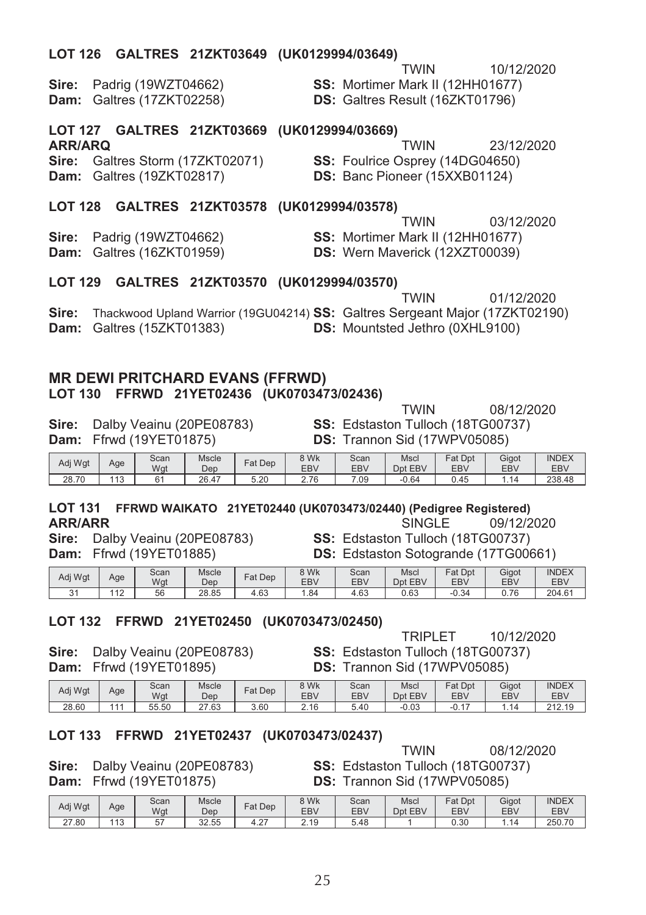### LOT 126 GALTRES 21ZKT03649 (UK0129994/03649)

TWIN 10/12/2020

**Sire:** Padrig (19WZT04662) **SS:** Mortimer Mark II (12HH01677)
**Dam:** Galtres (17ZKT02258) **DS:** Galtres Result (16ZKT01796)

### LOT 127 GALTRES 21ZKT03669 (UK0129994/03669)

**ARR/ARQ** TWIN 23/12/2020

**Sire:** Galtres Storm (17ZKT02071) **SS:** Foulrice Osprey (14DG04650)
**Dam:** Galtres (19ZKT02817) **DS:** Banc Pioneer (15XXB01124)

### LOT 128 GALTRES 21ZKT03578 (UK0129994/03578)

TWIN 03/12/2020

**Sire:** Padrig (19WZT04662) **SS:** Mortimer Mark II (12HH01677)
**Dam:** Galtres (16ZKT01959) **DS:** Wern Maverick (12XZT00039)

### LOT 129 GALTRES 21ZKT03570 (UK0129994/03570)

TWIN 01/12/2020

**Sire:** Thackwood Upland Warrior (19GU04214) **SS:** Galtres Sergeant Major (17ZKT02190)
**Dam:** Galtres (15ZKT01383) **DS:** Mountsted Jethro (0XHL9100)

## MR DEWI PRITCHARD EVANS (FFRWD)

### LOT 130 FFRWD 21YET02436 (UK0703473/02436)

TWIN 08/12/2020

**Sire:** Dalby Veainu (20PE08783) **SS:** Edstaston Tulloch (18TG00737)
**Dam:** Ffrwd (19YET01875) **DS:** Trannon Sid (17WPV05085)

| Adj Wgt | Age | Scan Wgt | Mscle Dep | Fat Dep | 8 Wk EBV | Scan EBV | Mscl Dpt EBV | Fat Dpt EBV | Gigot EBV | INDEX EBV |
|---|---|---|---|---|---|---|---|---|---|---|
| 28.70 | 113 | 61 | 26.47 | 5.20 | 2.76 | 7.09 | -0.64 | 0.45 | 1.14 | 238.48 |

### LOT 131 FFRWD WAIKATO 21YET02440 (UK0703473/02440) (Pedigree Registered)

**ARR/ARR** SINGLE 09/12/2020

**Sire:** Dalby Veainu (20PE08783) **SS:** Edstaston Tulloch (18TG00737)
**Dam:** Ffrwd (19YET01885) **DS:** Edstaston Sotogrande (17TG00661)

| Adj Wgt | Age | Scan Wgt | Mscle Dep | Fat Dep | 8 Wk EBV | Scan EBV | Mscl Dpt EBV | Fat Dpt EBV | Gigot EBV | INDEX EBV |
|---|---|---|---|---|---|---|---|---|---|---|
| 31 | 112 | 56 | 28.85 | 4.63 | 1.84 | 4.63 | 0.63 | -0.34 | 0.76 | 204.61 |

### LOT 132 FFRWD 21YET02450 (UK0703473/02450)

TRIPLET 10/12/2020

**Sire:** Dalby Veainu (20PE08783) **SS:** Edstaston Tulloch (18TG00737)
**Dam:** Ffrwd (19YET01895) **DS:** Trannon Sid (17WPV05085)

| Adj Wgt | Age | Scan Wgt | Mscle Dep | Fat Dep | 8 Wk EBV | Scan EBV | Mscl Dpt EBV | Fat Dpt EBV | Gigot EBV | INDEX EBV |
|---|---|---|---|---|---|---|---|---|---|---|
| 28.60 | 111 | 55.50 | 27.63 | 3.60 | 2.16 | 5.40 | -0.03 | -0.17 | 1.14 | 212.19 |

### LOT 133 FFRWD 21YET02437 (UK0703473/02437)

TWIN 08/12/2020

**Sire:** Dalby Veainu (20PE08783) **SS:** Edstaston Tulloch (18TG00737)
**Dam:** Ffrwd (19YET01875) **DS:** Trannon Sid (17WPV05085)

| Adj Wgt | Age | Scan Wgt | Mscle Dep | Fat Dep | 8 Wk EBV | Scan EBV | Mscl Dpt EBV | Fat Dpt EBV | Gigot EBV | INDEX EBV |
|---|---|---|---|---|---|---|---|---|---|---|
| 27.80 | 113 | 57 | 32.55 | 4.27 | 2.19 | 5.48 | 1 | 0.30 | 1.14 | 250.70 |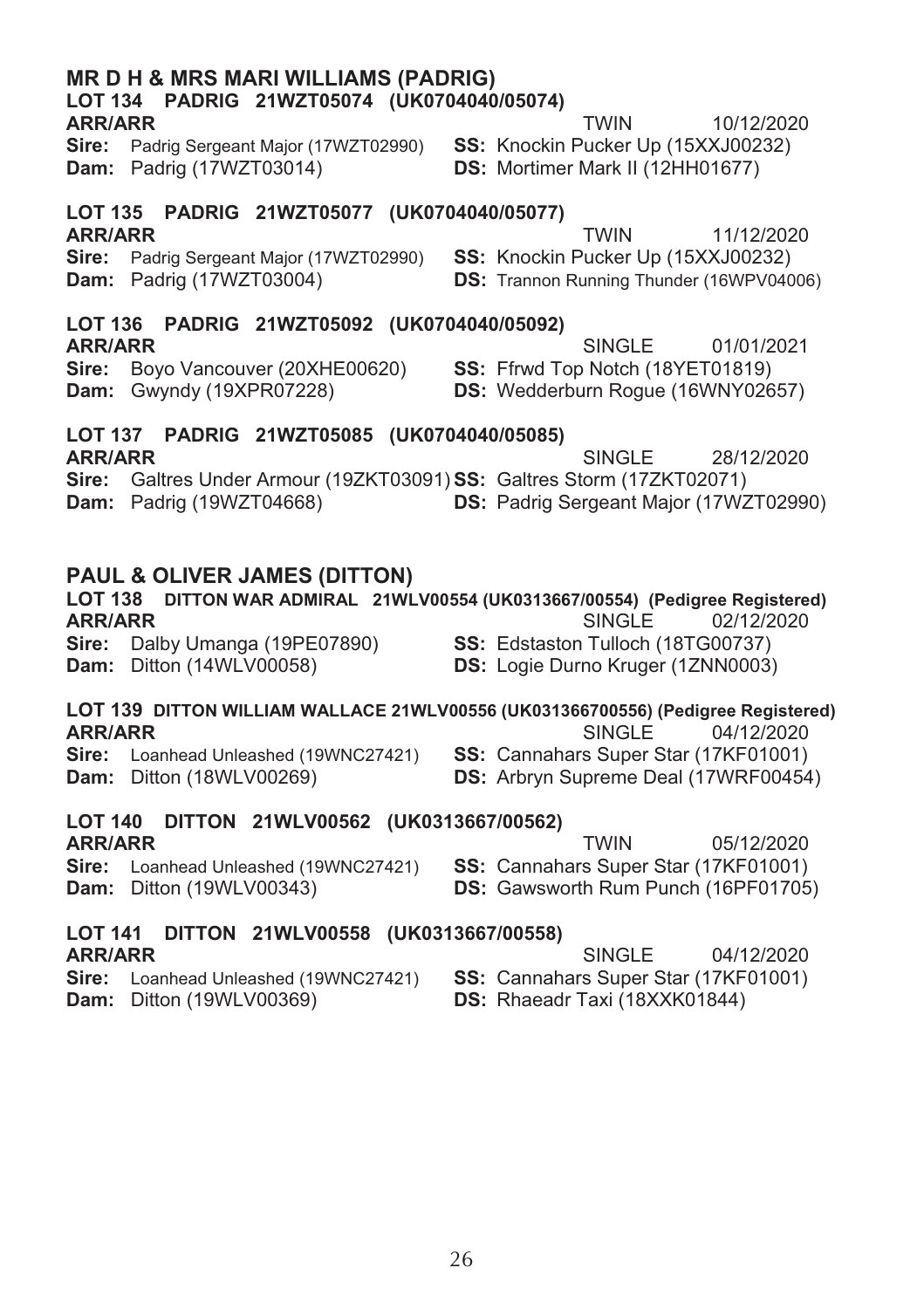## MR D H & MRS MARI WILLIAMS (PADRIG)

### LOT 134 PADRIG 21WZT05074 (UK0704040/05074)

**ARR/ARR** TWIN 10/12/2020

**Sire:** Padrig Sergeant Major (17WZT02990) **SS:** Knockin Pucker Up (15XXJ00232)

**Dam:** Padrig (17WZT03014) **DS:** Mortimer Mark II (12HH01677)

### LOT 135 PADRIG 21WZT05077 (UK0704040/05077)

**ARR/ARR** TWIN 11/12/2020

**Sire:** Padrig Sergeant Major (17WZT02990) **SS:** Knockin Pucker Up (15XXJ00232)

**Dam:** Padrig (17WZT03004) **DS:** Trannon Running Thunder (16WPV04006)

### LOT 136 PADRIG 21WZT05092 (UK0704040/05092)

**ARR/ARR** SINGLE 01/01/2021

**Sire:** Boyo Vancouver (20XHE00620) **SS:** Ffrwd Top Notch (18YET01819)

**Dam:** Gwyndy (19XPR07228) **DS:** Wedderburn Rogue (16WNY02657)

### LOT 137 PADRIG 21WZT05085 (UK0704040/05085)

**ARR/ARR** SINGLE 28/12/2020

**Sire:** Galtres Under Armour (19ZKT03091) **SS:** Galtres Storm (17ZKT02071)

**Dam:** Padrig (19WZT04668) **DS:** Padrig Sergeant Major (17WZT02990)

## PAUL & OLIVER JAMES (DITTON)

### LOT 138 DITTON WAR ADMIRAL 21WLV00554 (UK0313667/00554) (Pedigree Registered)

**ARR/ARR** SINGLE 02/12/2020

**Sire:** Dalby Umanga (19PE07890) **SS:** Edstaston Tulloch (18TG00737)

**Dam:** Ditton (14WLV00058) **DS:** Logie Durno Kruger (1ZNN0003)

### LOT 139 DITTON WILLIAM WALLACE 21WLV00556 (UK031366700556) (Pedigree Registered)

**ARR/ARR** SINGLE 04/12/2020

**Sire:** Loanhead Unleashed (19WNC27421) **SS:** Cannahars Super Star (17KF01001)

**Dam:** Ditton (18WLV00269) **DS:** Arbryn Supreme Deal (17WRF00454)

### LOT 140 DITTON 21WLV00562 (UK0313667/00562)

**ARR/ARR** TWIN 05/12/2020

**Sire:** Loanhead Unleashed (19WNC27421) **SS:** Cannahars Super Star (17KF01001)

**Dam:** Ditton (19WLV00343) **DS:** Gawsworth Rum Punch (16PF01705)

### LOT 141 DITTON 21WLV00558 (UK0313667/00558)

**ARR/ARR** SINGLE 04/12/2020

**Sire:** Loanhead Unleashed (19WNC27421) **SS:** Cannahars Super Star (17KF01001)

**Dam:** Ditton (19WLV00369) **DS:** Rhaeadr Taxi (18XXK01844)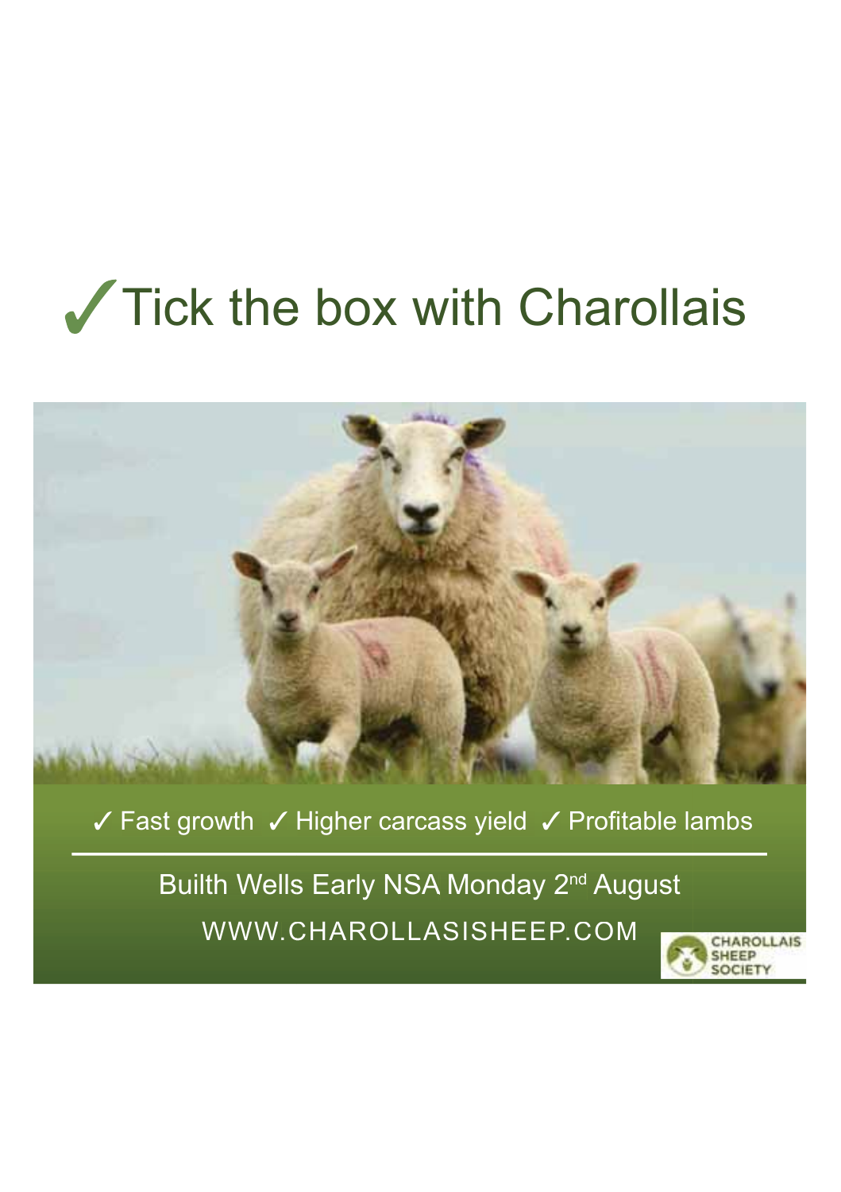# ✓ Tick the box with Charollais

✓ Fast growth ✓ Higher carcass yield ✓ Profitable lambs

Builth Wells Early NSA Monday 2nd August

WWW.CHAROLLAISSHEEP.COM

CHAROLLAIS SHEEP SOCIETY